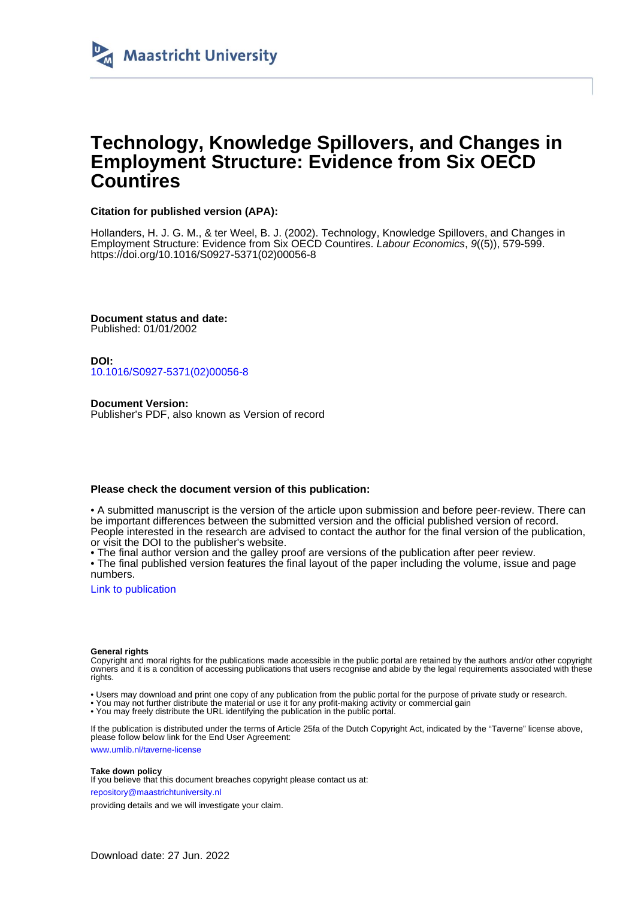Maastricht University

# Technology, Knowledge Spillovers, and Changes in Employment Structure: Evidence from Six OECD Countires

**Citation for published version (APA):**

Hollanders, H. J. G. M., & ter Weel, B. J. (2002). Technology, Knowledge Spillovers, and Changes in Employment Structure: Evidence from Six OECD Countires. *Labour Economics*, *9*((5)), 579-599. https://doi.org/10.1016/S0927-5371(02)00056-8

**Document status and date:**
Published: 01/01/2002

**DOI:**
10.1016/S0927-5371(02)00056-8

**Document Version:**
Publisher's PDF, also known as Version of record

**Please check the document version of this publication:**

• A submitted manuscript is the version of the article upon submission and before peer-review. There can be important differences between the submitted version and the official published version of record. People interested in the research are advised to contact the author for the final version of the publication, or visit the DOI to the publisher's website.
• The final author version and the galley proof are versions of the publication after peer review.
• The final published version features the final layout of the paper including the volume, issue and page numbers.

Link to publication

**General rights**
Copyright and moral rights for the publications made accessible in the public portal are retained by the authors and/or other copyright owners and it is a condition of accessing publications that users recognise and abide by the legal requirements associated with these rights.

• Users may download and print one copy of any publication from the public portal for the purpose of private study or research.
• You may not further distribute the material or use it for any profit-making activity or commercial gain
• You may freely distribute the URL identifying the publication in the public portal.

If the publication is distributed under the terms of Article 25fa of the Dutch Copyright Act, indicated by the "Taverne" license above, please follow below link for the End User Agreement:

www.umlib.nl/taverne-license

**Take down policy**
If you believe that this document breaches copyright please contact us at:

repository@maastrichtuniversity.nl

providing details and we will investigate your claim.

Download date: 27 Jun. 2022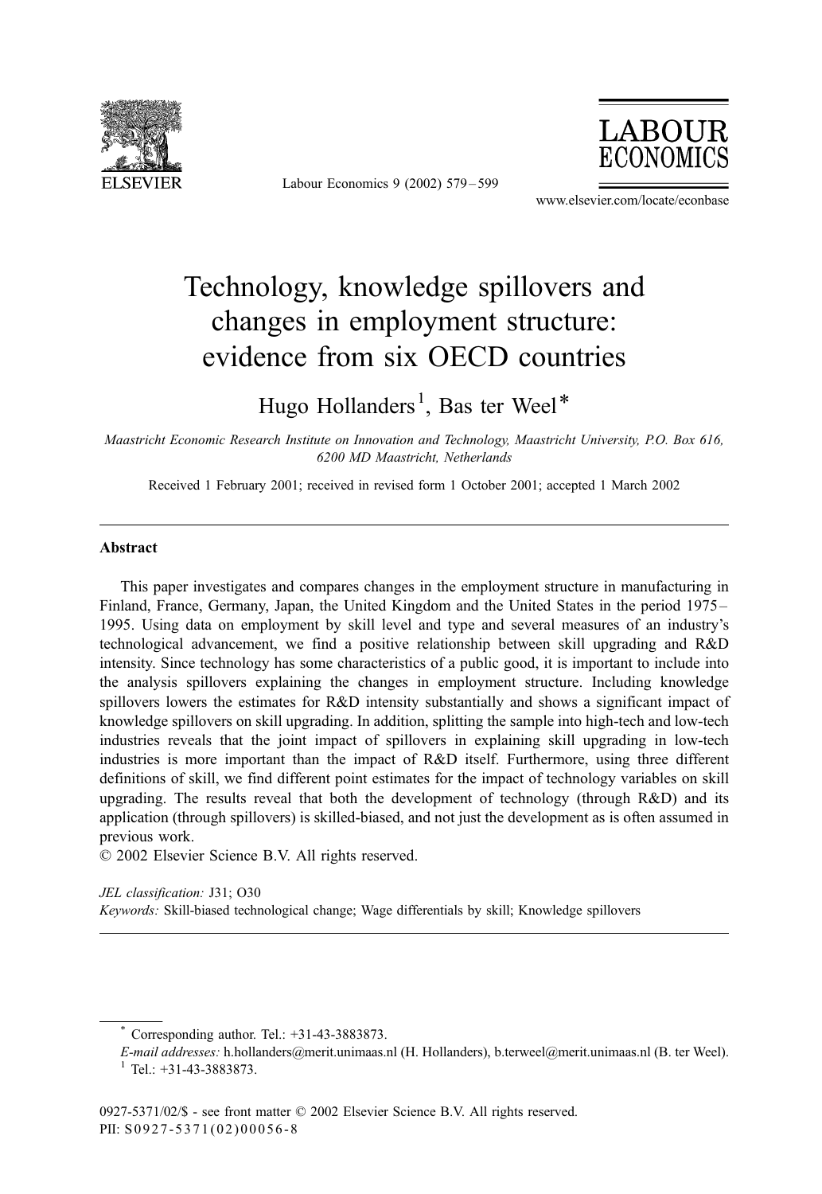# Technology, knowledge spillovers and changes in employment structure: evidence from six OECD countries

Hugo Hollanders[1], Bas ter Weel*

*Maastricht Economic Research Institute on Innovation and Technology, Maastricht University, P.O. Box 616, 6200 MD Maastricht, Netherlands*

Received 1 February 2001; received in revised form 1 October 2001; accepted 1 March 2002

## Abstract

This paper investigates and compares changes in the employment structure in manufacturing in Finland, France, Germany, Japan, the United Kingdom and the United States in the period 1975–1995. Using data on employment by skill level and type and several measures of an industry's technological advancement, we find a positive relationship between skill upgrading and R&D intensity. Since technology has some characteristics of a public good, it is important to include into the analysis spillovers explaining the changes in employment structure. Including knowledge spillovers lowers the estimates for R&D intensity substantially and shows a significant impact of knowledge spillovers on skill upgrading. In addition, splitting the sample into high-tech and low-tech industries reveals that the joint impact of spillovers in explaining skill upgrading in low-tech industries is more important than the impact of R&D itself. Furthermore, using three different definitions of skill, we find different point estimates for the impact of technology variables on skill upgrading. The results reveal that both the development of technology (through R&D) and its application (through spillovers) is skilled-biased, and not just the development as is often assumed in previous work.

© 2002 Elsevier Science B.V. All rights reserved.

*JEL classification:* J31; O30

*Keywords:* Skill-biased technological change; Wage differentials by skill; Knowledge spillovers

---

\* Corresponding author. Tel.: +31-43-3883873.

*E-mail addresses:* h.hollanders@merit.unimaas.nl (H. Hollanders), b.terweel@merit.unimaas.nl (B. ter Weel).

[1] Tel.: +31-43-3883873.

0927-5371/02/$ - see front matter © 2002 Elsevier Science B.V. All rights reserved.
PII: S0927-5371(02)00056-8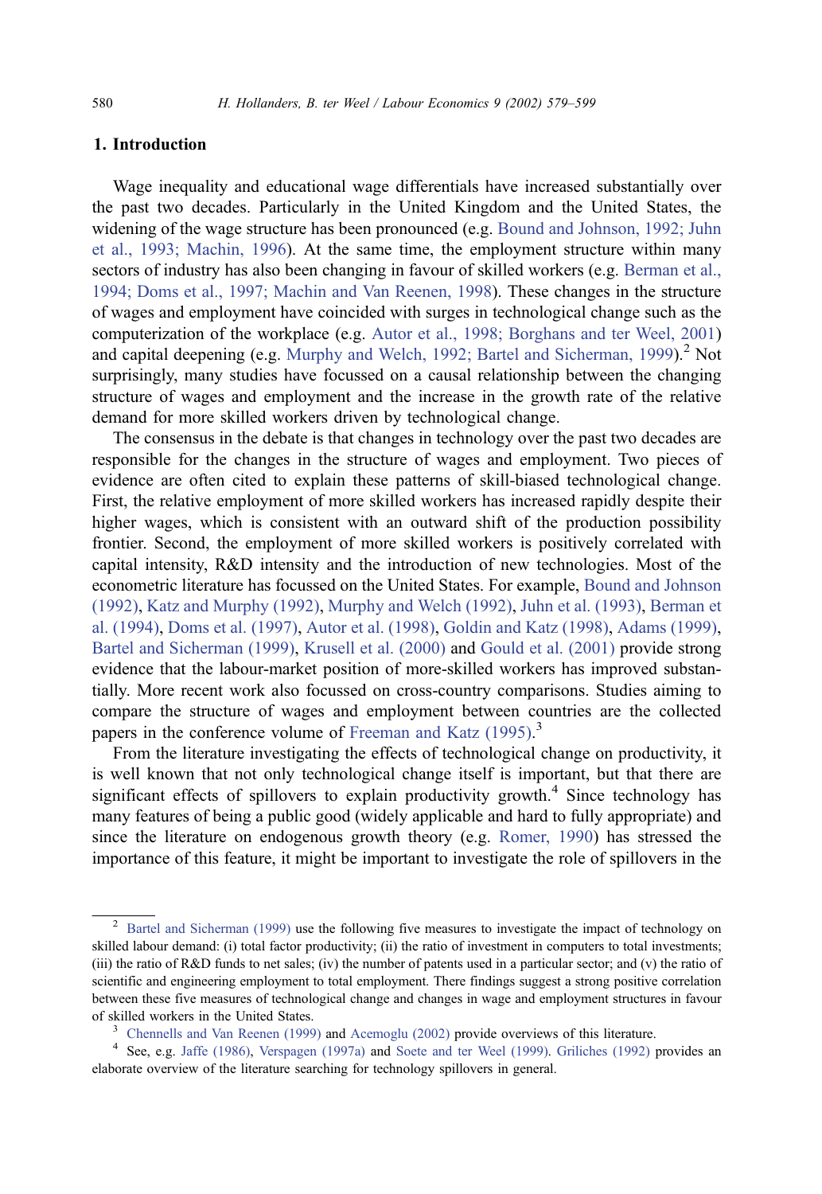## 1. Introduction

Wage inequality and educational wage differentials have increased substantially over the past two decades. Particularly in the United Kingdom and the United States, the widening of the wage structure has been pronounced (e.g. Bound and Johnson, 1992; Juhn et al., 1993; Machin, 1996). At the same time, the employment structure within many sectors of industry has also been changing in favour of skilled workers (e.g. Berman et al., 1994; Doms et al., 1997; Machin and Van Reenen, 1998). These changes in the structure of wages and employment have coincided with surges in technological change such as the computerization of the workplace (e.g. Autor et al., 1998; Borghans and ter Weel, 2001) and capital deepening (e.g. Murphy and Welch, 1992; Bartel and Sicherman, 1999).[2] Not surprisingly, many studies have focussed on a causal relationship between the changing structure of wages and employment and the increase in the growth rate of the relative demand for more skilled workers driven by technological change.

The consensus in the debate is that changes in technology over the past two decades are responsible for the changes in the structure of wages and employment. Two pieces of evidence are often cited to explain these patterns of skill-biased technological change. First, the relative employment of more skilled workers has increased rapidly despite their higher wages, which is consistent with an outward shift of the production possibility frontier. Second, the employment of more skilled workers is positively correlated with capital intensity, R&D intensity and the introduction of new technologies. Most of the econometric literature has focussed on the United States. For example, Bound and Johnson (1992), Katz and Murphy (1992), Murphy and Welch (1992), Juhn et al. (1993), Berman et al. (1994), Doms et al. (1997), Autor et al. (1998), Goldin and Katz (1998), Adams (1999), Bartel and Sicherman (1999), Krusell et al. (2000) and Gould et al. (2001) provide strong evidence that the labour-market position of more-skilled workers has improved substantially. More recent work also focussed on cross-country comparisons. Studies aiming to compare the structure of wages and employment between countries are the collected papers in the conference volume of Freeman and Katz (1995).[3]

From the literature investigating the effects of technological change on productivity, it is well known that not only technological change itself is important, but that there are significant effects of spillovers to explain productivity growth.[4] Since technology has many features of being a public good (widely applicable and hard to fully appropriate) and since the literature on endogenous growth theory (e.g. Romer, 1990) has stressed the importance of this feature, it might be important to investigate the role of spillovers in the

---

[2] Bartel and Sicherman (1999) use the following five measures to investigate the impact of technology on skilled labour demand: (i) total factor productivity; (ii) the ratio of investment in computers to total investments; (iii) the ratio of R&D funds to net sales; (iv) the number of patents used in a particular sector; and (v) the ratio of scientific and engineering employment to total employment. There findings suggest a strong positive correlation between these five measures of technological change and changes in wage and employment structures in favour of skilled workers in the United States.

[3] Chennells and Van Reenen (1999) and Acemoglu (2002) provide overviews of this literature.

[4] See, e.g. Jaffe (1986), Verspagen (1997a) and Soete and ter Weel (1999). Griliches (1992) provides an elaborate overview of the literature searching for technology spillovers in general.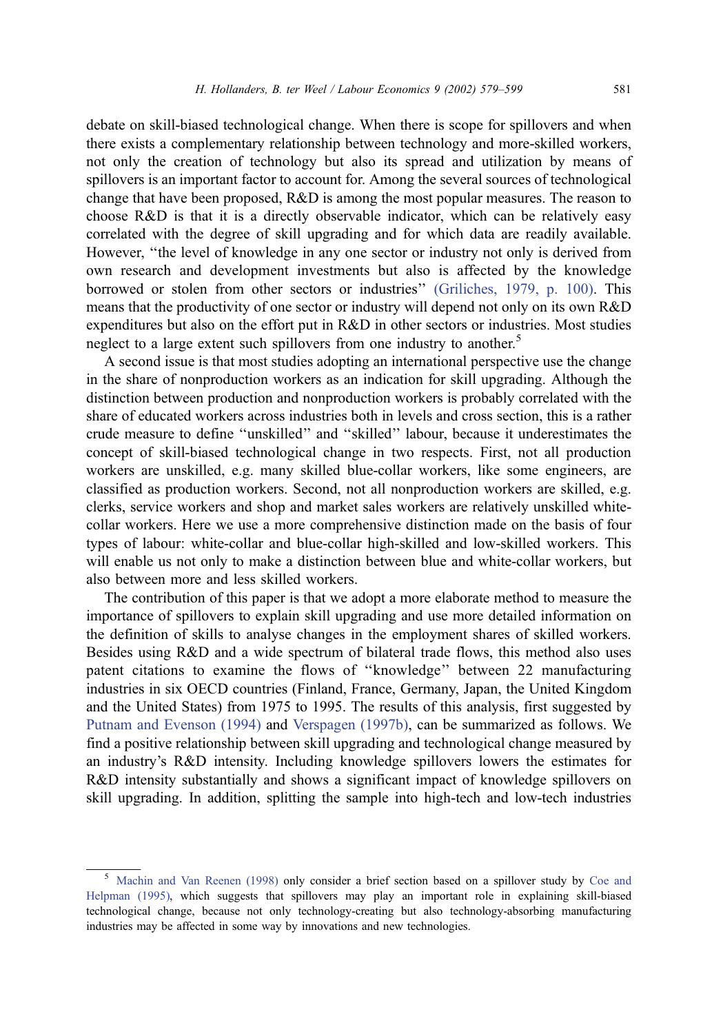debate on skill-biased technological change. When there is scope for spillovers and when there exists a complementary relationship between technology and more-skilled workers, not only the creation of technology but also its spread and utilization by means of spillovers is an important factor to account for. Among the several sources of technological change that have been proposed, R&D is among the most popular measures. The reason to choose R&D is that it is a directly observable indicator, which can be relatively easy correlated with the degree of skill upgrading and for which data are readily available. However, "the level of knowledge in any one sector or industry not only is derived from own research and development investments but also is affected by the knowledge borrowed or stolen from other sectors or industries" (Griliches, 1979, p. 100). This means that the productivity of one sector or industry will depend not only on its own R&D expenditures but also on the effort put in R&D in other sectors or industries. Most studies neglect to a large extent such spillovers from one industry to another.[5]

A second issue is that most studies adopting an international perspective use the change in the share of nonproduction workers as an indication for skill upgrading. Although the distinction between production and nonproduction workers is probably correlated with the share of educated workers across industries both in levels and cross section, this is a rather crude measure to define "unskilled" and "skilled" labour, because it underestimates the concept of skill-biased technological change in two respects. First, not all production workers are unskilled, e.g. many skilled blue-collar workers, like some engineers, are classified as production workers. Second, not all nonproduction workers are skilled, e.g. clerks, service workers and shop and market sales workers are relatively unskilled white-collar workers. Here we use a more comprehensive distinction made on the basis of four types of labour: white-collar and blue-collar high-skilled and low-skilled workers. This will enable us not only to make a distinction between blue and white-collar workers, but also between more and less skilled workers.

The contribution of this paper is that we adopt a more elaborate method to measure the importance of spillovers to explain skill upgrading and use more detailed information on the definition of skills to analyse changes in the employment shares of skilled workers. Besides using R&D and a wide spectrum of bilateral trade flows, this method also uses patent citations to examine the flows of "knowledge" between 22 manufacturing industries in six OECD countries (Finland, France, Germany, Japan, the United Kingdom and the United States) from 1975 to 1995. The results of this analysis, first suggested by Putnam and Evenson (1994) and Verspagen (1997b), can be summarized as follows. We find a positive relationship between skill upgrading and technological change measured by an industry's R&D intensity. Including knowledge spillovers lowers the estimates for R&D intensity substantially and shows a significant impact of knowledge spillovers on skill upgrading. In addition, splitting the sample into high-tech and low-tech industries

---

[5] Machin and Van Reenen (1998) only consider a brief section based on a spillover study by Coe and Helpman (1995), which suggests that spillovers may play an important role in explaining skill-biased technological change, because not only technology-creating but also technology-absorbing manufacturing industries may be affected in some way by innovations and new technologies.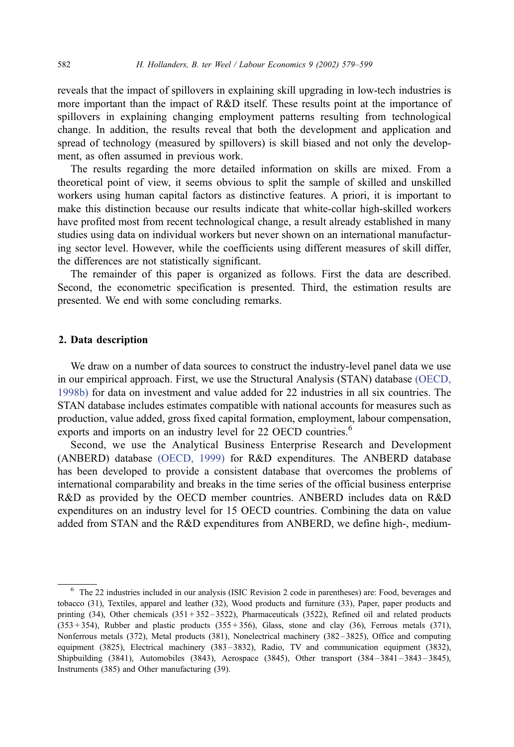reveals that the impact of spillovers in explaining skill upgrading in low-tech industries is more important than the impact of R&D itself. These results point at the importance of spillovers in explaining changing employment patterns resulting from technological change. In addition, the results reveal that both the development and application and spread of technology (measured by spillovers) is skill biased and not only the development, as often assumed in previous work.

The results regarding the more detailed information on skills are mixed. From a theoretical point of view, it seems obvious to split the sample of skilled and unskilled workers using human capital factors as distinctive features. A priori, it is important to make this distinction because our results indicate that white-collar high-skilled workers have profited most from recent technological change, a result already established in many studies using data on individual workers but never shown on an international manufacturing sector level. However, while the coefficients using different measures of skill differ, the differences are not statistically significant.

The remainder of this paper is organized as follows. First the data are described. Second, the econometric specification is presented. Third, the estimation results are presented. We end with some concluding remarks.

## 2. Data description

We draw on a number of data sources to construct the industry-level panel data we use in our empirical approach. First, we use the Structural Analysis (STAN) database (OECD, 1998b) for data on investment and value added for 22 industries in all six countries. The STAN database includes estimates compatible with national accounts for measures such as production, value added, gross fixed capital formation, employment, labour compensation, exports and imports on an industry level for 22 OECD countries.[6]

Second, we use the Analytical Business Enterprise Research and Development (ANBERD) database (OECD, 1999) for R&D expenditures. The ANBERD database has been developed to provide a consistent database that overcomes the problems of international comparability and breaks in the time series of the official business enterprise R&D as provided by the OECD member countries. ANBERD includes data on R&D expenditures on an industry level for 15 OECD countries. Combining the data on value added from STAN and the R&D expenditures from ANBERD, we define high-, medium-

[6] The 22 industries included in our analysis (ISIC Revision 2 code in parentheses) are: Food, beverages and tobacco (31), Textiles, apparel and leather (32), Wood products and furniture (33), Paper, paper products and printing (34), Other chemicals (351 + 352 – 3522), Pharmaceuticals (3522), Refined oil and related products (353 + 354), Rubber and plastic products (355 + 356), Glass, stone and clay (36), Ferrous metals (371), Nonferrous metals (372), Metal products (381), Nonelectrical machinery (382 – 3825), Office and computing equipment (3825), Electrical machinery (383 – 3832), Radio, TV and communication equipment (3832), Shipbuilding (3841), Automobiles (3843), Aerospace (3845), Other transport (384 – 3841 – 3843 – 3845), Instruments (385) and Other manufacturing (39).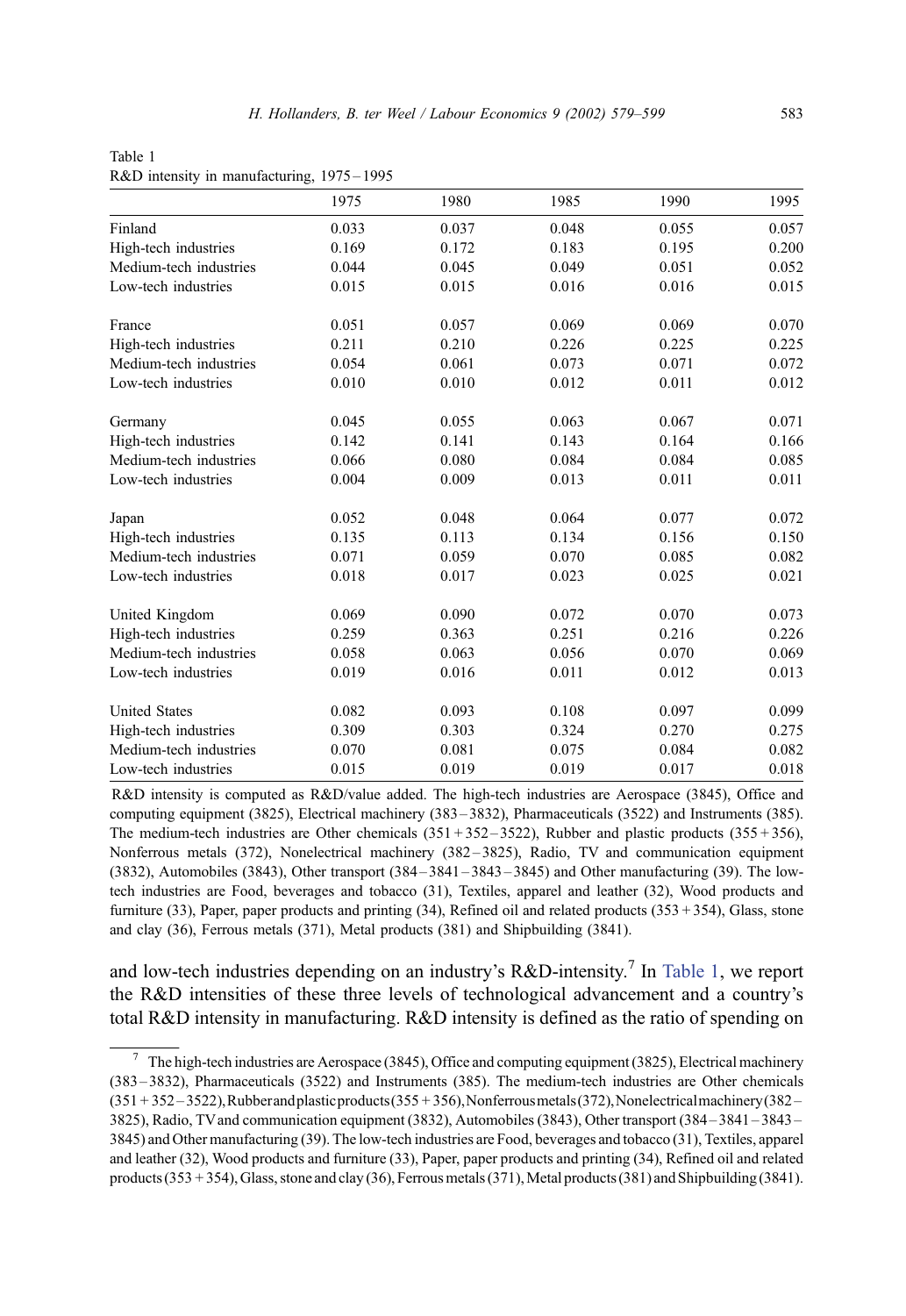Table 1
R&D intensity in manufacturing, 1975 – 1995

| | 1975 | 1980 | 1985 | 1990 | 1995 |
|---|---|---|---|---|---|
| Finland | 0.033 | 0.037 | 0.048 | 0.055 | 0.057 |
| High-tech industries | 0.169 | 0.172 | 0.183 | 0.195 | 0.200 |
| Medium-tech industries | 0.044 | 0.045 | 0.049 | 0.051 | 0.052 |
| Low-tech industries | 0.015 | 0.015 | 0.016 | 0.016 | 0.015 |
| France | 0.051 | 0.057 | 0.069 | 0.069 | 0.070 |
| High-tech industries | 0.211 | 0.210 | 0.226 | 0.225 | 0.225 |
| Medium-tech industries | 0.054 | 0.061 | 0.073 | 0.071 | 0.072 |
| Low-tech industries | 0.010 | 0.010 | 0.012 | 0.011 | 0.012 |
| Germany | 0.045 | 0.055 | 0.063 | 0.067 | 0.071 |
| High-tech industries | 0.142 | 0.141 | 0.143 | 0.164 | 0.166 |
| Medium-tech industries | 0.066 | 0.080 | 0.084 | 0.084 | 0.085 |
| Low-tech industries | 0.004 | 0.009 | 0.013 | 0.011 | 0.011 |
| Japan | 0.052 | 0.048 | 0.064 | 0.077 | 0.072 |
| High-tech industries | 0.135 | 0.113 | 0.134 | 0.156 | 0.150 |
| Medium-tech industries | 0.071 | 0.059 | 0.070 | 0.085 | 0.082 |
| Low-tech industries | 0.018 | 0.017 | 0.023 | 0.025 | 0.021 |
| United Kingdom | 0.069 | 0.090 | 0.072 | 0.070 | 0.073 |
| High-tech industries | 0.259 | 0.363 | 0.251 | 0.216 | 0.226 |
| Medium-tech industries | 0.058 | 0.063 | 0.056 | 0.070 | 0.069 |
| Low-tech industries | 0.019 | 0.016 | 0.011 | 0.012 | 0.013 |
| United States | 0.082 | 0.093 | 0.108 | 0.097 | 0.099 |
| High-tech industries | 0.309 | 0.303 | 0.324 | 0.270 | 0.275 |
| Medium-tech industries | 0.070 | 0.081 | 0.075 | 0.084 | 0.082 |
| Low-tech industries | 0.015 | 0.019 | 0.019 | 0.017 | 0.018 |

R&D intensity is computed as R&D/value added. The high-tech industries are Aerospace (3845), Office and computing equipment (3825), Electrical machinery (383 – 3832), Pharmaceuticals (3522) and Instruments (385). The medium-tech industries are Other chemicals (351 + 352 – 3522), Rubber and plastic products (355 + 356), Nonferrous metals (372), Nonelectrical machinery (382 – 3825), Radio, TV and communication equipment (3832), Automobiles (3843), Other transport (384 – 3841 – 3843 – 3845) and Other manufacturing (39). The low-tech industries are Food, beverages and tobacco (31), Textiles, apparel and leather (32), Wood products and furniture (33), Paper, paper products and printing (34), Refined oil and related products (353 + 354), Glass, stone and clay (36), Ferrous metals (371), Metal products (381) and Shipbuilding (3841).

and low-tech industries depending on an industry's R&D-intensity.[7] In Table 1, we report the R&D intensities of these three levels of technological advancement and a country's total R&D intensity in manufacturing. R&D intensity is defined as the ratio of spending on

[7] The high-tech industries are Aerospace (3845), Office and computing equipment (3825), Electrical machinery (383 – 3832), Pharmaceuticals (3522) and Instruments (385). The medium-tech industries are Other chemicals (351 + 352 – 3522), Rubber and plastic products (355 + 356), Nonferrous metals (372), Nonelectrical machinery (382 – 3825), Radio, TV and communication equipment (3832), Automobiles (3843), Other transport (384 – 3841 – 3843 – 3845) and Other manufacturing (39). The low-tech industries are Food, beverages and tobacco (31), Textiles, apparel and leather (32), Wood products and furniture (33), Paper, paper products and printing (34), Refined oil and related products (353 + 354), Glass, stone and clay (36), Ferrous metals (371), Metal products (381) and Shipbuilding (3841).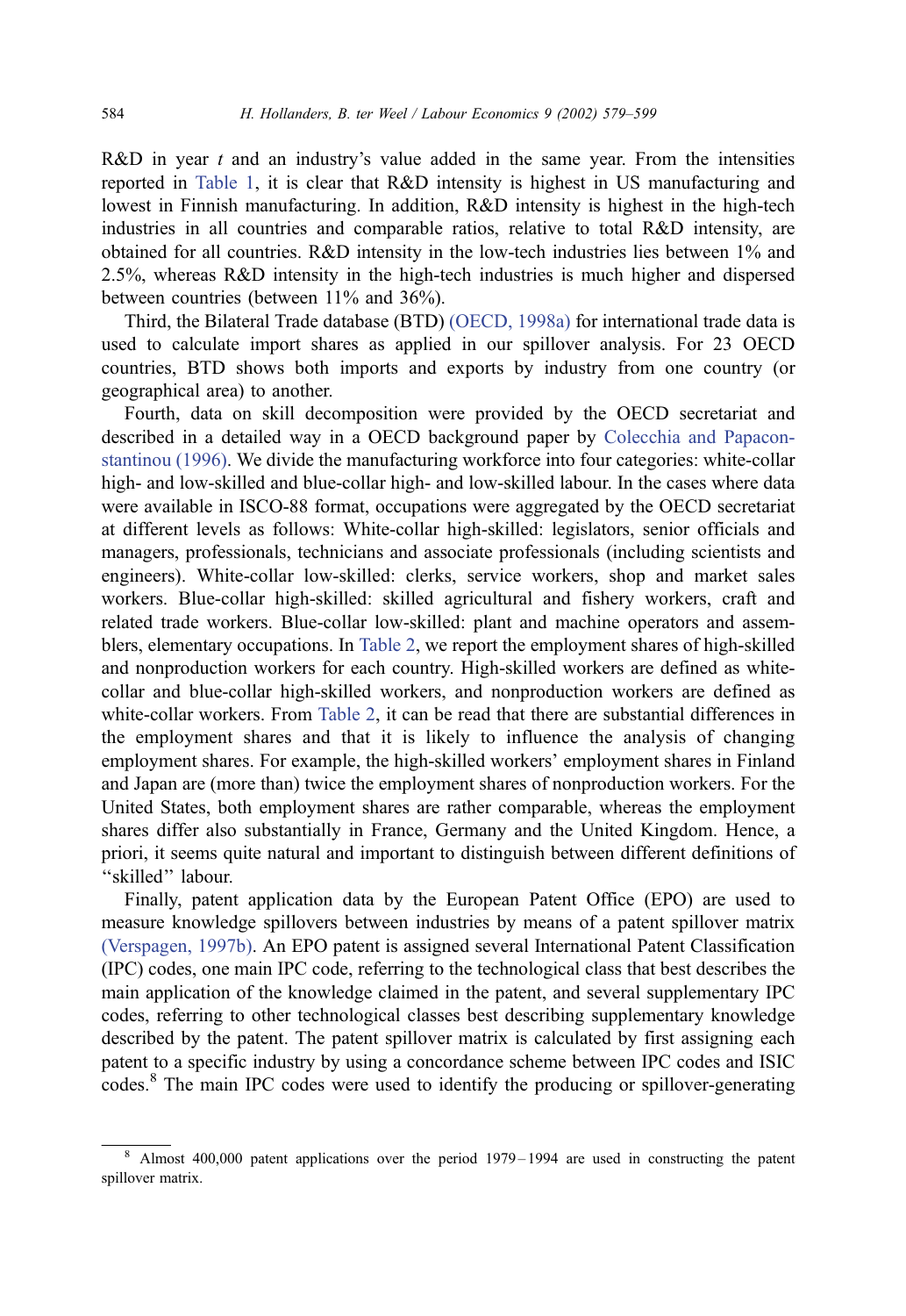R&D in year $t$ and an industry's value added in the same year. From the intensities reported in Table 1, it is clear that R&D intensity is highest in US manufacturing and lowest in Finnish manufacturing. In addition, R&D intensity is highest in the high-tech industries in all countries and comparable ratios, relative to total R&D intensity, are obtained for all countries. R&D intensity in the low-tech industries lies between 1% and 2.5%, whereas R&D intensity in the high-tech industries is much higher and dispersed between countries (between 11% and 36%).

Third, the Bilateral Trade database (BTD) (OECD, 1998a) for international trade data is used to calculate import shares as applied in our spillover analysis. For 23 OECD countries, BTD shows both imports and exports by industry from one country (or geographical area) to another.

Fourth, data on skill decomposition were provided by the OECD secretariat and described in a detailed way in a OECD background paper by Colecchia and Papaconstantinou (1996). We divide the manufacturing workforce into four categories: white-collar high- and low-skilled and blue-collar high- and low-skilled labour. In the cases where data were available in ISCO-88 format, occupations were aggregated by the OECD secretariat at different levels as follows: White-collar high-skilled: legislators, senior officials and managers, professionals, technicians and associate professionals (including scientists and engineers). White-collar low-skilled: clerks, service workers, shop and market sales workers. Blue-collar high-skilled: skilled agricultural and fishery workers, craft and related trade workers. Blue-collar low-skilled: plant and machine operators and assemblers, elementary occupations. In Table 2, we report the employment shares of high-skilled and nonproduction workers for each country. High-skilled workers are defined as white-collar and blue-collar high-skilled workers, and nonproduction workers are defined as white-collar workers. From Table 2, it can be read that there are substantial differences in the employment shares and that it is likely to influence the analysis of changing employment shares. For example, the high-skilled workers' employment shares in Finland and Japan are (more than) twice the employment shares of nonproduction workers. For the United States, both employment shares are rather comparable, whereas the employment shares differ also substantially in France, Germany and the United Kingdom. Hence, a priori, it seems quite natural and important to distinguish between different definitions of ''skilled'' labour.

Finally, patent application data by the European Patent Office (EPO) are used to measure knowledge spillovers between industries by means of a patent spillover matrix (Verspagen, 1997b). An EPO patent is assigned several International Patent Classification (IPC) codes, one main IPC code, referring to the technological class that best describes the main application of the knowledge claimed in the patent, and several supplementary IPC codes, referring to other technological classes best describing supplementary knowledge described by the patent. The patent spillover matrix is calculated by first assigning each patent to a specific industry by using a concordance scheme between IPC codes and ISIC codes.[8] The main IPC codes were used to identify the producing or spillover-generating

[8] Almost 400,000 patent applications over the period 1979–1994 are used in constructing the patent spillover matrix.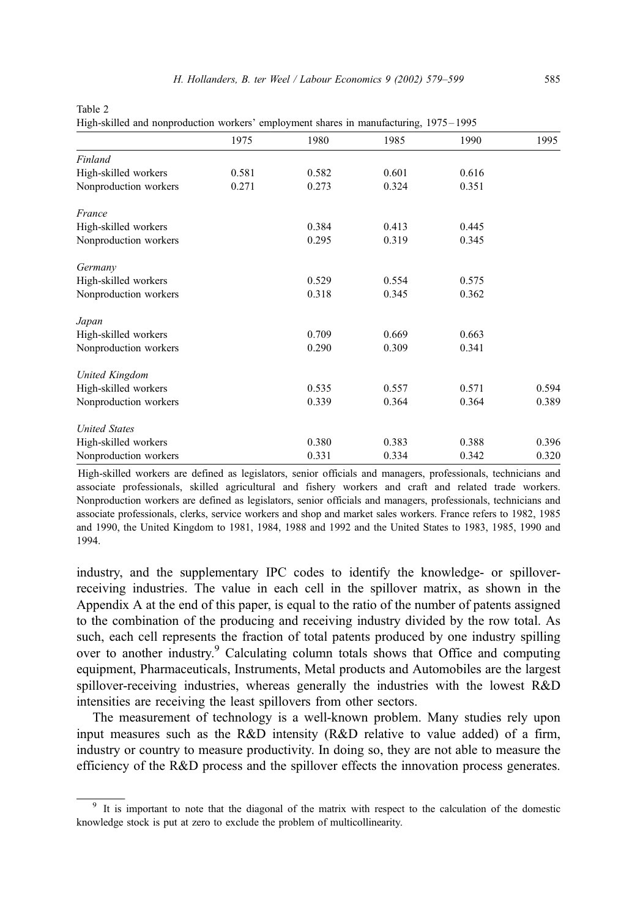Table 2

High-skilled and nonproduction workers' employment shares in manufacturing, 1975–1995

| | 1975 | 1980 | 1985 | 1990 | 1995 |
|---|---|---|---|---|---|
| *Finland* | | | | | |
| High-skilled workers | 0.581 | 0.582 | 0.601 | 0.616 | |
| Nonproduction workers | 0.271 | 0.273 | 0.324 | 0.351 | |
| *France* | | | | | |
| High-skilled workers | | 0.384 | 0.413 | 0.445 | |
| Nonproduction workers | | 0.295 | 0.319 | 0.345 | |
| *Germany* | | | | | |
| High-skilled workers | | 0.529 | 0.554 | 0.575 | |
| Nonproduction workers | | 0.318 | 0.345 | 0.362 | |
| *Japan* | | | | | |
| High-skilled workers | | 0.709 | 0.669 | 0.663 | |
| Nonproduction workers | | 0.290 | 0.309 | 0.341 | |
| *United Kingdom* | | | | | |
| High-skilled workers | | 0.535 | 0.557 | 0.571 | 0.594 |
| Nonproduction workers | | 0.339 | 0.364 | 0.364 | 0.389 |
| *United States* | | | | | |
| High-skilled workers | | 0.380 | 0.383 | 0.388 | 0.396 |
| Nonproduction workers | | 0.331 | 0.334 | 0.342 | 0.320 |

High-skilled workers are defined as legislators, senior officials and managers, professionals, technicians and associate professionals, skilled agricultural and fishery workers and craft and related trade workers. Nonproduction workers are defined as legislators, senior officials and managers, professionals, technicians and associate professionals, clerks, service workers and shop and market sales workers. France refers to 1982, 1985 and 1990, the United Kingdom to 1981, 1984, 1988 and 1992 and the United States to 1983, 1985, 1990 and 1994.

industry, and the supplementary IPC codes to identify the knowledge- or spillover-receiving industries. The value in each cell in the spillover matrix, as shown in the Appendix A at the end of this paper, is equal to the ratio of the number of patents assigned to the combination of the producing and receiving industry divided by the row total. As such, each cell represents the fraction of total patents produced by one industry spilling over to another industry.[9] Calculating column totals shows that Office and computing equipment, Pharmaceuticals, Instruments, Metal products and Automobiles are the largest spillover-receiving industries, whereas generally the industries with the lowest R&D intensities are receiving the least spillovers from other sectors.

The measurement of technology is a well-known problem. Many studies rely upon input measures such as the R&D intensity (R&D relative to value added) of a firm, industry or country to measure productivity. In doing so, they are not able to measure the efficiency of the R&D process and the spillover effects the innovation process generates.

[9] It is important to note that the diagonal of the matrix with respect to the calculation of the domestic knowledge stock is put at zero to exclude the problem of multicollinearity.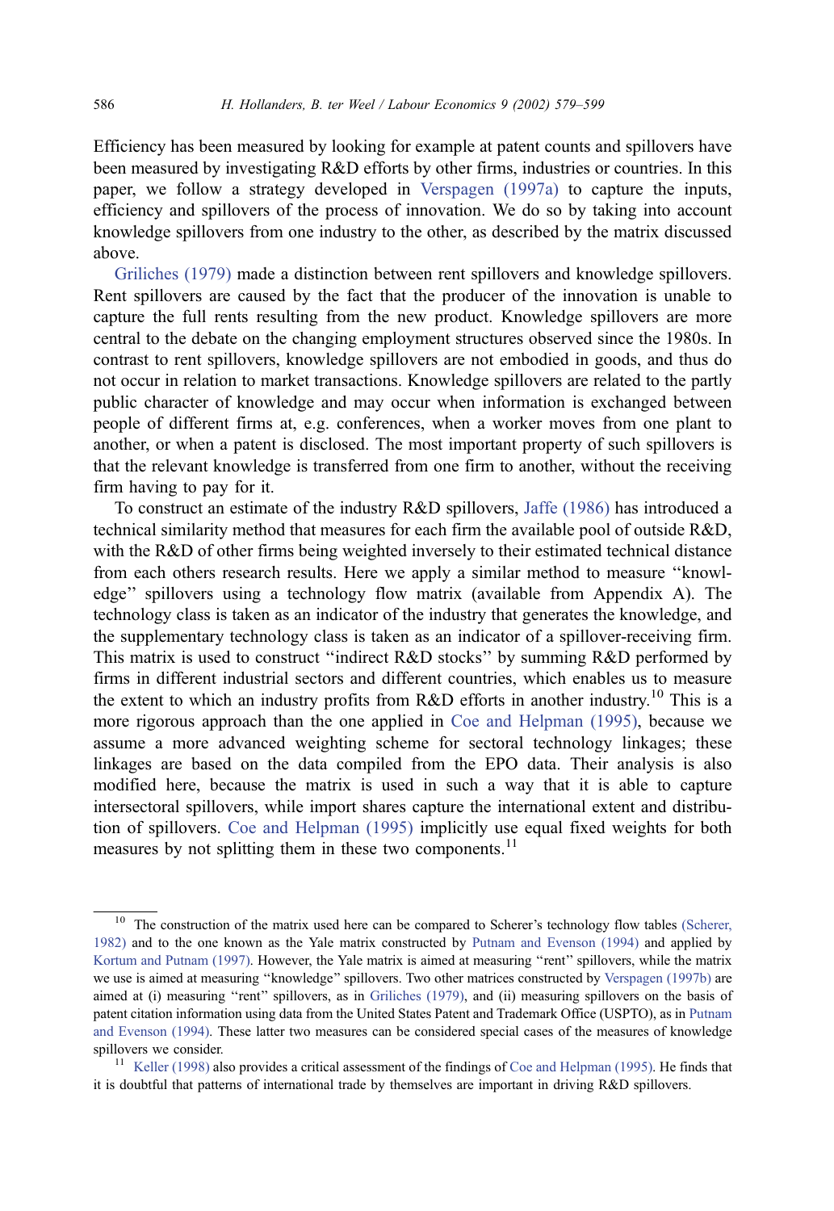Efficiency has been measured by looking for example at patent counts and spillovers have been measured by investigating R&D efforts by other firms, industries or countries. In this paper, we follow a strategy developed in Verspagen (1997a) to capture the inputs, efficiency and spillovers of the process of innovation. We do so by taking into account knowledge spillovers from one industry to the other, as described by the matrix discussed above.

Griliches (1979) made a distinction between rent spillovers and knowledge spillovers. Rent spillovers are caused by the fact that the producer of the innovation is unable to capture the full rents resulting from the new product. Knowledge spillovers are more central to the debate on the changing employment structures observed since the 1980s. In contrast to rent spillovers, knowledge spillovers are not embodied in goods, and thus do not occur in relation to market transactions. Knowledge spillovers are related to the partly public character of knowledge and may occur when information is exchanged between people of different firms at, e.g. conferences, when a worker moves from one plant to another, or when a patent is disclosed. The most important property of such spillovers is that the relevant knowledge is transferred from one firm to another, without the receiving firm having to pay for it.

To construct an estimate of the industry R&D spillovers, Jaffe (1986) has introduced a technical similarity method that measures for each firm the available pool of outside R&D, with the R&D of other firms being weighted inversely to their estimated technical distance from each others research results. Here we apply a similar method to measure "knowledge" spillovers using a technology flow matrix (available from Appendix A). The technology class is taken as an indicator of the industry that generates the knowledge, and the supplementary technology class is taken as an indicator of a spillover-receiving firm. This matrix is used to construct "indirect R&D stocks" by summing R&D performed by firms in different industrial sectors and different countries, which enables us to measure the extent to which an industry profits from R&D efforts in another industry.[10] This is a more rigorous approach than the one applied in Coe and Helpman (1995), because we assume a more advanced weighting scheme for sectoral technology linkages; these linkages are based on the data compiled from the EPO data. Their analysis is also modified here, because the matrix is used in such a way that it is able to capture intersectoral spillovers, while import shares capture the international extent and distribution of spillovers. Coe and Helpman (1995) implicitly use equal fixed weights for both measures by not splitting them in these two components.[11]

---

[10] The construction of the matrix used here can be compared to Scherer's technology flow tables (Scherer, 1982) and to the one known as the Yale matrix constructed by Putnam and Evenson (1994) and applied by Kortum and Putnam (1997). However, the Yale matrix is aimed at measuring "rent" spillovers, while the matrix we use is aimed at measuring "knowledge" spillovers. Two other matrices constructed by Verspagen (1997b) are aimed at (i) measuring "rent" spillovers, as in Griliches (1979), and (ii) measuring spillovers on the basis of patent citation information using data from the United States Patent and Trademark Office (USPTO), as in Putnam and Evenson (1994). These latter two measures can be considered special cases of the measures of knowledge spillovers we consider.

[11] Keller (1998) also provides a critical assessment of the findings of Coe and Helpman (1995). He finds that it is doubtful that patterns of international trade by themselves are important in driving R&D spillovers.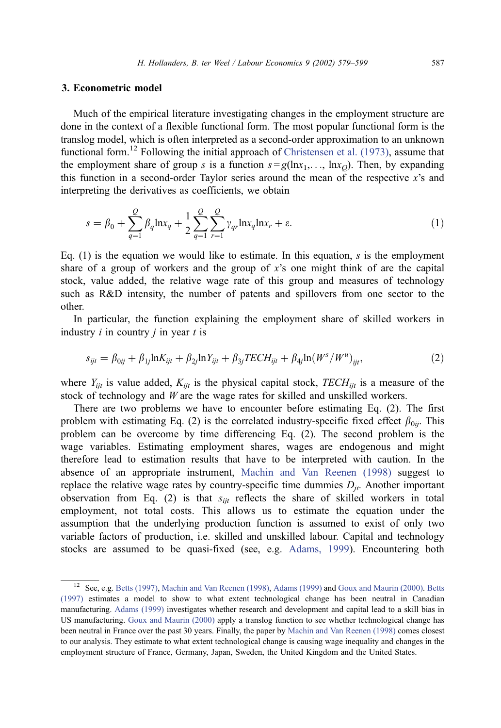## 3. Econometric model

Much of the empirical literature investigating changes in the employment structure are done in the context of a flexible functional form. The most popular functional form is the translog model, which is often interpreted as a second-order approximation to an unknown functional form.[12] Following the initial approach of Christensen et al. (1973), assume that the employment share of group $s$ is a function $s = g(\ln x_1, \ldots, \ln x_Q)$. Then, by expanding this function in a second-order Taylor series around the mean of the respective $x$'s and interpreting the derivatives as coefficients, we obtain

$$s = \beta_0 + \sum_{q=1}^{Q} \beta_q \ln x_q + \frac{1}{2} \sum_{q=1}^{Q} \sum_{r=1}^{Q} \gamma_{qr} \ln x_q \ln x_r + \varepsilon. \tag{1}$$

Eq. (1) is the equation we would like to estimate. In this equation, $s$ is the employment share of a group of workers and the group of $x$'s one might think of are the capital stock, value added, the relative wage rate of this group and measures of technology such as R&D intensity, the number of patents and spillovers from one sector to the other.

In particular, the function explaining the employment share of skilled workers in industry $i$ in country $j$ in year $t$ is

$$s_{ijt} = \beta_{0ij} + \beta_{1j} \ln K_{ijt} + \beta_{2j} \ln Y_{ijt} + \beta_{3j} TECH_{ijt} + \beta_{4j} \ln(W^s/W^u)_{ijt}, \tag{2}$$

where $Y_{ijt}$ is value added, $K_{ijt}$ is the physical capital stock, $TECH_{ijt}$ is a measure of the stock of technology and $W$ are the wage rates for skilled and unskilled workers.

There are two problems we have to encounter before estimating Eq. (2). The first problem with estimating Eq. (2) is the correlated industry-specific fixed effect $\beta_{0ij}$. This problem can be overcome by time differencing Eq. (2). The second problem is the wage variables. Estimating employment shares, wages are endogenous and might therefore lead to estimation results that have to be interpreted with caution. In the absence of an appropriate instrument, Machin and Van Reenen (1998) suggest to replace the relative wage rates by country-specific time dummies $D_{jt}$. Another important observation from Eq. (2) is that $s_{ijt}$ reflects the share of skilled workers in total employment, not total costs. This allows us to estimate the equation under the assumption that the underlying production function is assumed to exist of only two variable factors of production, i.e. skilled and unskilled labour. Capital and technology stocks are assumed to be quasi-fixed (see, e.g. Adams, 1999). Encountering both

[12] See, e.g. Betts (1997), Machin and Van Reenen (1998), Adams (1999) and Goux and Maurin (2000). Betts (1997) estimates a model to show to what extent technological change has been neutral in Canadian manufacturing. Adams (1999) investigates whether research and development and capital lead to a skill bias in US manufacturing. Goux and Maurin (2000) apply a translog function to see whether technological change has been neutral in France over the past 30 years. Finally, the paper by Machin and Van Reenen (1998) comes closest to our analysis. They estimate to what extent technological change is causing wage inequality and changes in the employment structure of France, Germany, Japan, Sweden, the United Kingdom and the United States.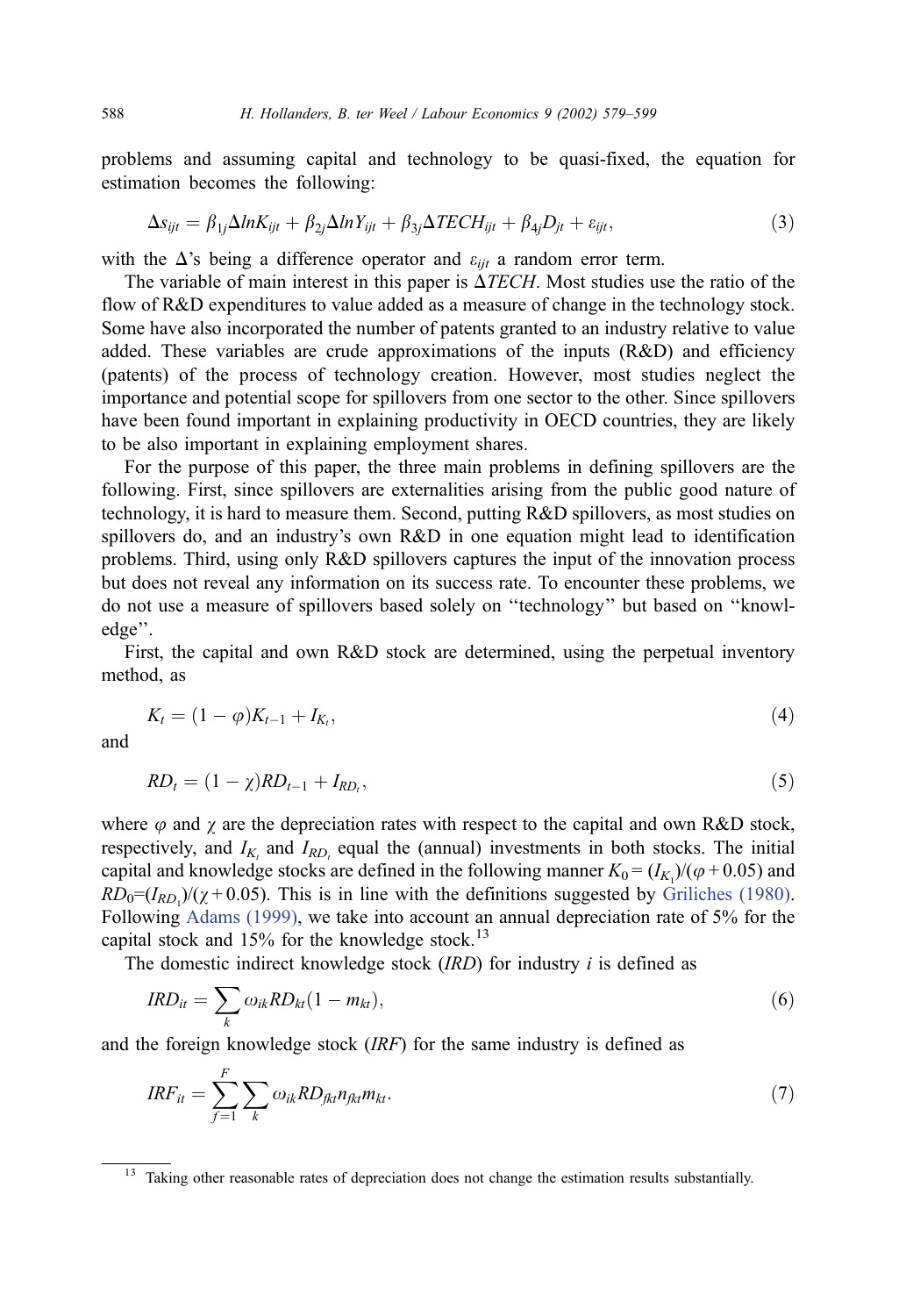problems and assuming capital and technology to be quasi-fixed, the equation for estimation becomes the following:

$$\Delta s_{ijt} = \beta_{1j}\Delta lnK_{ijt} + \beta_{2j}\Delta lnY_{ijt} + \beta_{3j}\Delta TECH_{ijt} + \beta_{4j}D_{jt} + \varepsilon_{ijt}, \tag{3}$$

with the $\Delta$'s being a difference operator and $\varepsilon_{ijt}$ a random error term.

The variable of main interest in this paper is $\Delta TECH$. Most studies use the ratio of the flow of R&D expenditures to value added as a measure of change in the technology stock. Some have also incorporated the number of patents granted to an industry relative to value added. These variables are crude approximations of the inputs (R&D) and efficiency (patents) of the process of technology creation. However, most studies neglect the importance and potential scope for spillovers from one sector to the other. Since spillovers have been found important in explaining productivity in OECD countries, they are likely to be also important in explaining employment shares.

For the purpose of this paper, the three main problems in defining spillovers are the following. First, since spillovers are externalities arising from the public good nature of technology, it is hard to measure them. Second, putting R&D spillovers, as most studies on spillovers do, and an industry's own R&D in one equation might lead to identification problems. Third, using only R&D spillovers captures the input of the innovation process but does not reveal any information on its success rate. To encounter these problems, we do not use a measure of spillovers based solely on "technology" but based on "knowledge".

First, the capital and own R&D stock are determined, using the perpetual inventory method, as

$$K_t = (1 - \varphi)K_{t-1} + I_{K_t}, \tag{4}$$

and

$$RD_t = (1 - \chi)RD_{t-1} + I_{RD_t}, \tag{5}$$

where $\varphi$ and $\chi$ are the depreciation rates with respect to the capital and own R&D stock, respectively, and $I_{K_t}$ and $I_{RD_t}$ equal the (annual) investments in both stocks. The initial capital and knowledge stocks are defined in the following manner $K_0 = (I_{K_1})/(\varphi + 0.05)$ and $RD_0 = (I_{RD_1})/(\chi + 0.05)$. This is in line with the definitions suggested by Griliches (1980). Following Adams (1999), we take into account an annual depreciation rate of 5% for the capital stock and 15% for the knowledge stock.[13]

The domestic indirect knowledge stock (*IRD*) for industry *i* is defined as

$$IRD_{it} = \sum_{k} \omega_{ik} RD_{kt}(1 - m_{kt}), \tag{6}$$

and the foreign knowledge stock (*IRF*) for the same industry is defined as

$$IRF_{it} = \sum_{f=1}^{F} \sum_{k} \omega_{ik} RD_{fkt} n_{fkt} m_{kt}. \tag{7}$$

[13] Taking other reasonable rates of depreciation does not change the estimation results substantially.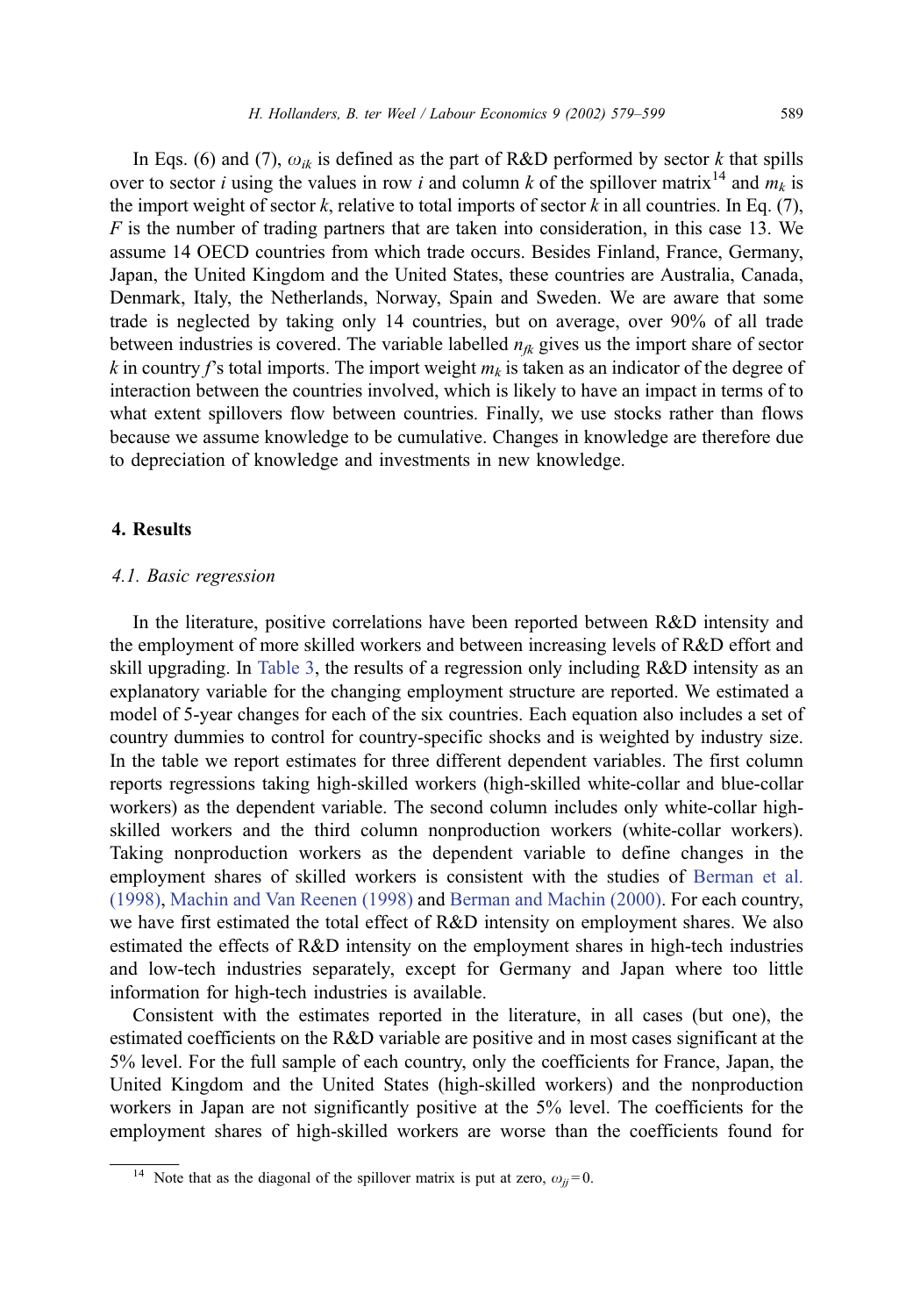In Eqs. (6) and (7), $\omega_{ik}$ is defined as the part of R&D performed by sector $k$ that spills over to sector $i$ using the values in row $i$ and column $k$ of the spillover matrix[14] and $m_k$ is the import weight of sector $k$, relative to total imports of sector $k$ in all countries. In Eq. (7), $F$ is the number of trading partners that are taken into consideration, in this case 13. We assume 14 OECD countries from which trade occurs. Besides Finland, France, Germany, Japan, the United Kingdom and the United States, these countries are Australia, Canada, Denmark, Italy, the Netherlands, Norway, Spain and Sweden. We are aware that some trade is neglected by taking only 14 countries, but on average, over 90% of all trade between industries is covered. The variable labelled $n_{fk}$ gives us the import share of sector $k$ in country $f$'s total imports. The import weight $m_k$ is taken as an indicator of the degree of interaction between the countries involved, which is likely to have an impact in terms of to what extent spillovers flow between countries. Finally, we use stocks rather than flows because we assume knowledge to be cumulative. Changes in knowledge are therefore due to depreciation of knowledge and investments in new knowledge.

## 4. Results

### 4.1. Basic regression

In the literature, positive correlations have been reported between R&D intensity and the employment of more skilled workers and between increasing levels of R&D effort and skill upgrading. In Table 3, the results of a regression only including R&D intensity as an explanatory variable for the changing employment structure are reported. We estimated a model of 5-year changes for each of the six countries. Each equation also includes a set of country dummies to control for country-specific shocks and is weighted by industry size. In the table we report estimates for three different dependent variables. The first column reports regressions taking high-skilled workers (high-skilled white-collar and blue-collar workers) as the dependent variable. The second column includes only white-collar high-skilled workers and the third column nonproduction workers (white-collar workers). Taking nonproduction workers as the dependent variable to define changes in the employment shares of skilled workers is consistent with the studies of Berman et al. (1998), Machin and Van Reenen (1998) and Berman and Machin (2000). For each country, we have first estimated the total effect of R&D intensity on employment shares. We also estimated the effects of R&D intensity on the employment shares in high-tech industries and low-tech industries separately, except for Germany and Japan where too little information for high-tech industries is available.

Consistent with the estimates reported in the literature, in all cases (but one), the estimated coefficients on the R&D variable are positive and in most cases significant at the 5% level. For the full sample of each country, only the coefficients for France, Japan, the United Kingdom and the United States (high-skilled workers) and the nonproduction workers in Japan are not significantly positive at the 5% level. The coefficients for the employment shares of high-skilled workers are worse than the coefficients found for

[14] Note that as the diagonal of the spillover matrix is put at zero, $\omega_{jj} = 0$.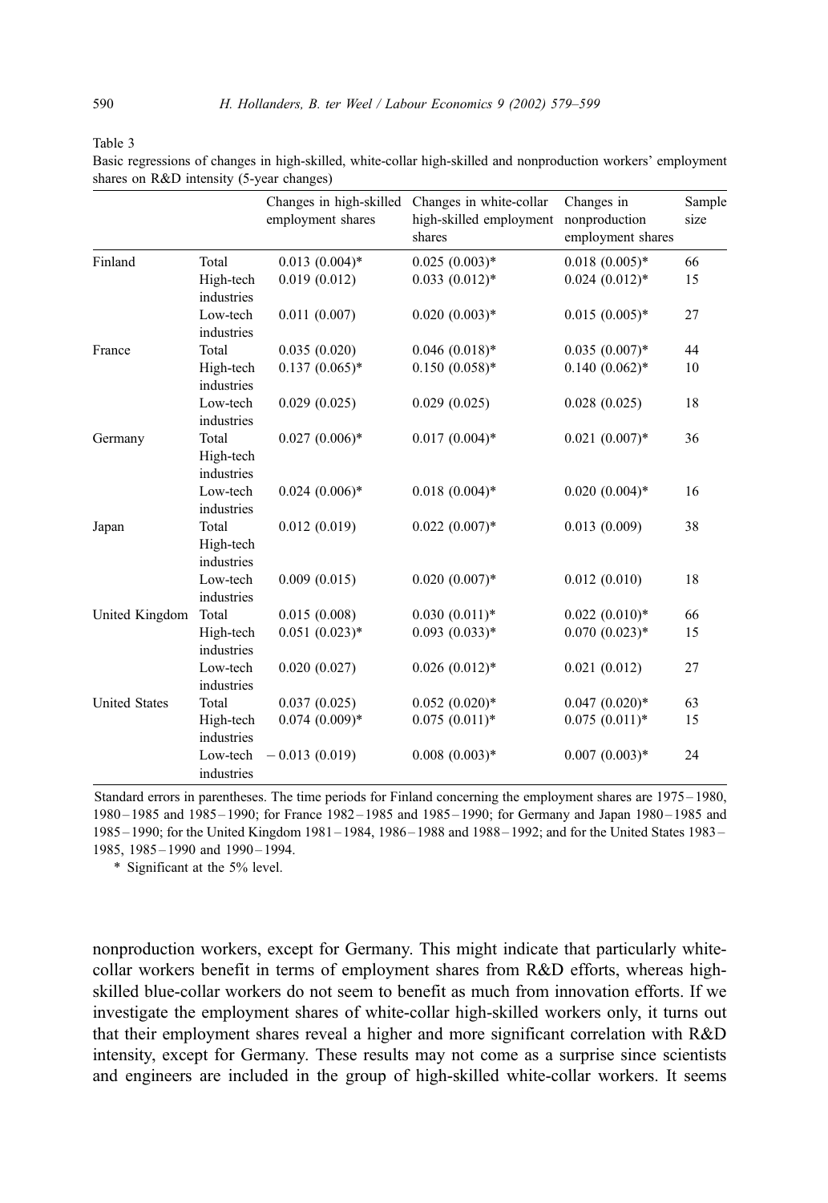Table 3

Basic regressions of changes in high-skilled, white-collar high-skilled and nonproduction workers' employment shares on R&D intensity (5-year changes)

| | | Changes in high-skilled employment shares | Changes in white-collar high-skilled employment shares | Changes in nonproduction employment shares | Sample size |
|---|---|---|---|---|---|
| Finland | Total | 0.013 (0.004)* | 0.025 (0.003)* | 0.018 (0.005)* | 66 |
| | High-tech industries | 0.019 (0.012) | 0.033 (0.012)* | 0.024 (0.012)* | 15 |
| | Low-tech industries | 0.011 (0.007) | 0.020 (0.003)* | 0.015 (0.005)* | 27 |
| France | Total | 0.035 (0.020) | 0.046 (0.018)* | 0.035 (0.007)* | 44 |
| | High-tech industries | 0.137 (0.065)* | 0.150 (0.058)* | 0.140 (0.062)* | 10 |
| | Low-tech industries | 0.029 (0.025) | 0.029 (0.025) | 0.028 (0.025) | 18 |
| Germany | Total | 0.027 (0.006)* | 0.017 (0.004)* | 0.021 (0.007)* | 36 |
| | High-tech industries | | | | |
| | Low-tech industries | 0.024 (0.006)* | 0.018 (0.004)* | 0.020 (0.004)* | 16 |
| Japan | Total | 0.012 (0.019) | 0.022 (0.007)* | 0.013 (0.009) | 38 |
| | High-tech industries | | | | |
| | Low-tech industries | 0.009 (0.015) | 0.020 (0.007)* | 0.012 (0.010) | 18 |
| United Kingdom | Total | 0.015 (0.008) | 0.030 (0.011)* | 0.022 (0.010)* | 66 |
| | High-tech industries | 0.051 (0.023)* | 0.093 (0.033)* | 0.070 (0.023)* | 15 |
| | Low-tech industries | 0.020 (0.027) | 0.026 (0.012)* | 0.021 (0.012) | 27 |
| United States | Total | 0.037 (0.025) | 0.052 (0.020)* | 0.047 (0.020)* | 63 |
| | High-tech industries | 0.074 (0.009)* | 0.075 (0.011)* | 0.075 (0.011)* | 15 |
| | Low-tech industries | − 0.013 (0.019) | 0.008 (0.003)* | 0.007 (0.003)* | 24 |

Standard errors in parentheses. The time periods for Finland concerning the employment shares are 1975–1980, 1980–1985 and 1985–1990; for France 1982–1985 and 1985–1990; for Germany and Japan 1980–1985 and 1985–1990; for the United Kingdom 1981–1984, 1986–1988 and 1988–1992; and for the United States 1983–1985, 1985–1990 and 1990–1994.

\* Significant at the 5% level.

nonproduction workers, except for Germany. This might indicate that particularly white-collar workers benefit in terms of employment shares from R&D efforts, whereas high-skilled blue-collar workers do not seem to benefit as much from innovation efforts. If we investigate the employment shares of white-collar high-skilled workers only, it turns out that their employment shares reveal a higher and more significant correlation with R&D intensity, except for Germany. These results may not come as a surprise since scientists and engineers are included in the group of high-skilled white-collar workers. It seems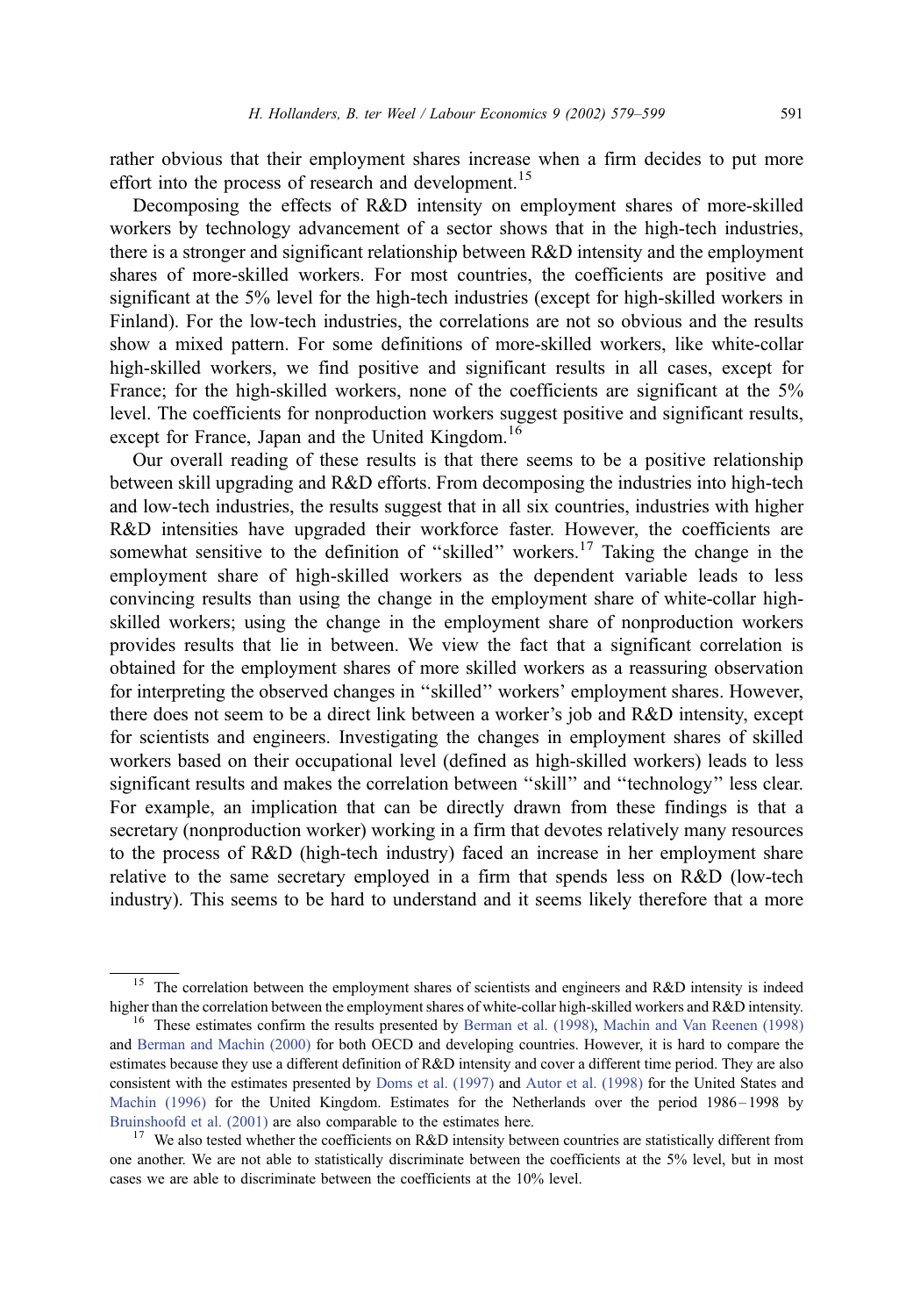rather obvious that their employment shares increase when a firm decides to put more effort into the process of research and development.[15]

Decomposing the effects of R&D intensity on employment shares of more-skilled workers by technology advancement of a sector shows that in the high-tech industries, there is a stronger and significant relationship between R&D intensity and the employment shares of more-skilled workers. For most countries, the coefficients are positive and significant at the 5% level for the high-tech industries (except for high-skilled workers in Finland). For the low-tech industries, the correlations are not so obvious and the results show a mixed pattern. For some definitions of more-skilled workers, like white-collar high-skilled workers, we find positive and significant results in all cases, except for France; for the high-skilled workers, none of the coefficients are significant at the 5% level. The coefficients for nonproduction workers suggest positive and significant results, except for France, Japan and the United Kingdom.[16]

Our overall reading of these results is that there seems to be a positive relationship between skill upgrading and R&D efforts. From decomposing the industries into high-tech and low-tech industries, the results suggest that in all six countries, industries with higher R&D intensities have upgraded their workforce faster. However, the coefficients are somewhat sensitive to the definition of ''skilled'' workers.[17] Taking the change in the employment share of high-skilled workers as the dependent variable leads to less convincing results than using the change in the employment share of white-collar high-skilled workers; using the change in the employment share of nonproduction workers provides results that lie in between. We view the fact that a significant correlation is obtained for the employment shares of more skilled workers as a reassuring observation for interpreting the observed changes in ''skilled'' workers' employment shares. However, there does not seem to be a direct link between a worker's job and R&D intensity, except for scientists and engineers. Investigating the changes in employment shares of skilled workers based on their occupational level (defined as high-skilled workers) leads to less significant results and makes the correlation between ''skill'' and ''technology'' less clear. For example, an implication that can be directly drawn from these findings is that a secretary (nonproduction worker) working in a firm that devotes relatively many resources to the process of R&D (high-tech industry) faced an increase in her employment share relative to the same secretary employed in a firm that spends less on R&D (low-tech industry). This seems to be hard to understand and it seems likely therefore that a more

---

[15] The correlation between the employment shares of scientists and engineers and R&D intensity is indeed higher than the correlation between the employment shares of white-collar high-skilled workers and R&D intensity.

[16] These estimates confirm the results presented by Berman et al. (1998), Machin and Van Reenen (1998) and Berman and Machin (2000) for both OECD and developing countries. However, it is hard to compare the estimates because they use a different definition of R&D intensity and cover a different time period. They are also consistent with the estimates presented by Doms et al. (1997) and Autor et al. (1998) for the United States and Machin (1996) for the United Kingdom. Estimates for the Netherlands over the period 1986–1998 by Bruinshoofd et al. (2001) are also comparable to the estimates here.

[17] We also tested whether the coefficients on R&D intensity between countries are statistically different from one another. We are not able to statistically discriminate between the coefficients at the 5% level, but in most cases we are able to discriminate between the coefficients at the 10% level.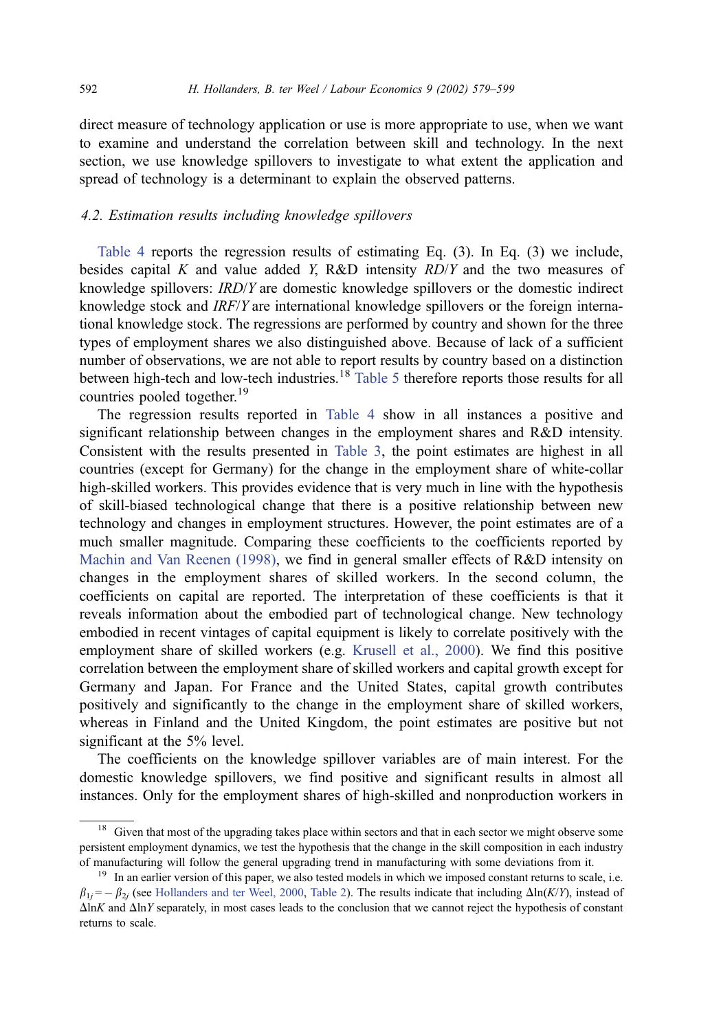direct measure of technology application or use is more appropriate to use, when we want to examine and understand the correlation between skill and technology. In the next section, we use knowledge spillovers to investigate to what extent the application and spread of technology is a determinant to explain the observed patterns.

### 4.2. Estimation results including knowledge spillovers

Table 4 reports the regression results of estimating Eq. (3). In Eq. (3) we include, besides capital $K$ and value added $Y$, R&D intensity $RD/Y$ and the two measures of knowledge spillovers: $IRD/Y$ are domestic knowledge spillovers or the domestic indirect knowledge stock and $IRF/Y$ are international knowledge spillovers or the foreign international knowledge stock. The regressions are performed by country and shown for the three types of employment shares we also distinguished above. Because of lack of a sufficient number of observations, we are not able to report results by country based on a distinction between high-tech and low-tech industries.[18] Table 5 therefore reports those results for all countries pooled together.[19]

The regression results reported in Table 4 show in all instances a positive and significant relationship between changes in the employment shares and R&D intensity. Consistent with the results presented in Table 3, the point estimates are highest in all countries (except for Germany) for the change in the employment share of white-collar high-skilled workers. This provides evidence that is very much in line with the hypothesis of skill-biased technological change that there is a positive relationship between new technology and changes in employment structures. However, the point estimates are of a much smaller magnitude. Comparing these coefficients to the coefficients reported by Machin and Van Reenen (1998), we find in general smaller effects of R&D intensity on changes in the employment shares of skilled workers. In the second column, the coefficients on capital are reported. The interpretation of these coefficients is that it reveals information about the embodied part of technological change. New technology embodied in recent vintages of capital equipment is likely to correlate positively with the employment share of skilled workers (e.g. Krusell et al., 2000). We find this positive correlation between the employment share of skilled workers and capital growth except for Germany and Japan. For France and the United States, capital growth contributes positively and significantly to the change in the employment share of skilled workers, whereas in Finland and the United Kingdom, the point estimates are positive but not significant at the 5% level.

The coefficients on the knowledge spillover variables are of main interest. For the domestic knowledge spillovers, we find positive and significant results in almost all instances. Only for the employment shares of high-skilled and nonproduction workers in

---

[18] Given that most of the upgrading takes place within sectors and that in each sector we might observe some persistent employment dynamics, we test the hypothesis that the change in the skill composition in each industry of manufacturing will follow the general upgrading trend in manufacturing with some deviations from it.

[19] In an earlier version of this paper, we also tested models in which we imposed constant returns to scale, i.e. $\beta_{1j} = -\beta_{2j}$ (see Hollanders and ter Weel, 2000, Table 2). The results indicate that including $\Delta \ln(K/Y)$, instead of $\Delta \ln K$ and $\Delta \ln Y$ separately, in most cases leads to the conclusion that we cannot reject the hypothesis of constant returns to scale.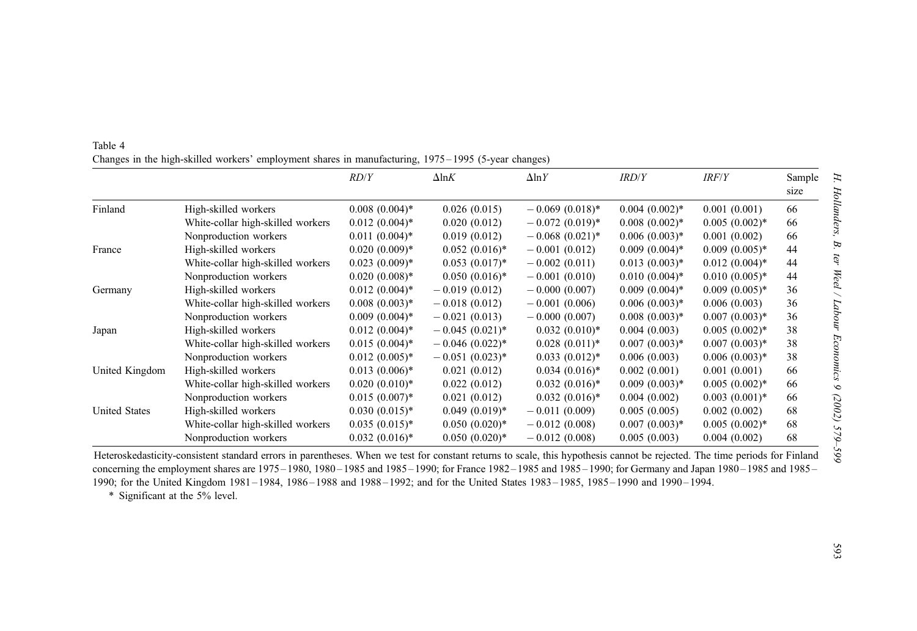Table 4
Changes in the high-skilled workers' employment shares in manufacturing, 1975–1995 (5-year changes)

| | | $RD/Y$ | $\Delta \ln K$ | $\Delta \ln Y$ | $IRD/Y$ | $IRF/Y$ | Sample size |
|---|---|---|---|---|---|---|---|
| Finland | High-skilled workers | 0.008 (0.004)* | 0.026 (0.015) | −0.069 (0.018)* | 0.004 (0.002)* | 0.001 (0.001) | 66 |
| | White-collar high-skilled workers | 0.012 (0.004)* | 0.020 (0.012) | −0.072 (0.019)* | 0.008 (0.002)* | 0.005 (0.002)* | 66 |
| | Nonproduction workers | 0.011 (0.004)* | 0.019 (0.012) | −0.068 (0.021)* | 0.006 (0.003)* | 0.001 (0.002) | 66 |
| France | High-skilled workers | 0.020 (0.009)* | 0.052 (0.016)* | −0.001 (0.012) | 0.009 (0.004)* | 0.009 (0.005)* | 44 |
| | White-collar high-skilled workers | 0.023 (0.009)* | 0.053 (0.017)* | −0.002 (0.011) | 0.013 (0.003)* | 0.012 (0.004)* | 44 |
| | Nonproduction workers | 0.020 (0.008)* | 0.050 (0.016)* | −0.001 (0.010) | 0.010 (0.004)* | 0.010 (0.005)* | 44 |
| Germany | High-skilled workers | 0.012 (0.004)* | −0.019 (0.012) | −0.000 (0.007) | 0.009 (0.004)* | 0.009 (0.005)* | 36 |
| | White-collar high-skilled workers | 0.008 (0.003)* | −0.018 (0.012) | −0.001 (0.006) | 0.006 (0.003)* | 0.006 (0.003) | 36 |
| | Nonproduction workers | 0.009 (0.004)* | −0.021 (0.013) | −0.000 (0.007) | 0.008 (0.003)* | 0.007 (0.003)* | 36 |
| Japan | High-skilled workers | 0.012 (0.004)* | −0.045 (0.021)* | 0.032 (0.010)* | 0.004 (0.003) | 0.005 (0.002)* | 38 |
| | White-collar high-skilled workers | 0.015 (0.004)* | −0.046 (0.022)* | 0.028 (0.011)* | 0.007 (0.003)* | 0.007 (0.003)* | 38 |
| | Nonproduction workers | 0.012 (0.005)* | −0.051 (0.023)* | 0.033 (0.012)* | 0.006 (0.003) | 0.006 (0.003)* | 38 |
| United Kingdom | High-skilled workers | 0.013 (0.006)* | 0.021 (0.012) | 0.034 (0.016)* | 0.002 (0.001) | 0.001 (0.001) | 66 |
| | White-collar high-skilled workers | 0.020 (0.010)* | 0.022 (0.012) | 0.032 (0.016)* | 0.009 (0.003)* | 0.005 (0.002)* | 66 |
| | Nonproduction workers | 0.015 (0.007)* | 0.021 (0.012) | 0.032 (0.016)* | 0.004 (0.002) | 0.003 (0.001)* | 66 |
| United States | High-skilled workers | 0.030 (0.015)* | 0.049 (0.019)* | −0.011 (0.009) | 0.005 (0.005) | 0.002 (0.002) | 68 |
| | White-collar high-skilled workers | 0.035 (0.015)* | 0.050 (0.020)* | −0.012 (0.008) | 0.007 (0.003)* | 0.005 (0.002)* | 68 |
| | Nonproduction workers | 0.032 (0.016)* | 0.050 (0.020)* | −0.012 (0.008) | 0.005 (0.003) | 0.004 (0.002) | 68 |

Heteroskedasticity-consistent standard errors in parentheses. When we test for constant returns to scale, this hypothesis cannot be rejected. The time periods for Finland concerning the employment shares are 1975–1980, 1980–1985 and 1985–1990; for France 1982–1985 and 1985–1990; for Germany and Japan 1980–1985 and 1985–1990; for the United Kingdom 1981–1984, 1986–1988 and 1988–1992; and for the United States 1983–1985, 1985–1990 and 1990–1994.

\* Significant at the 5% level.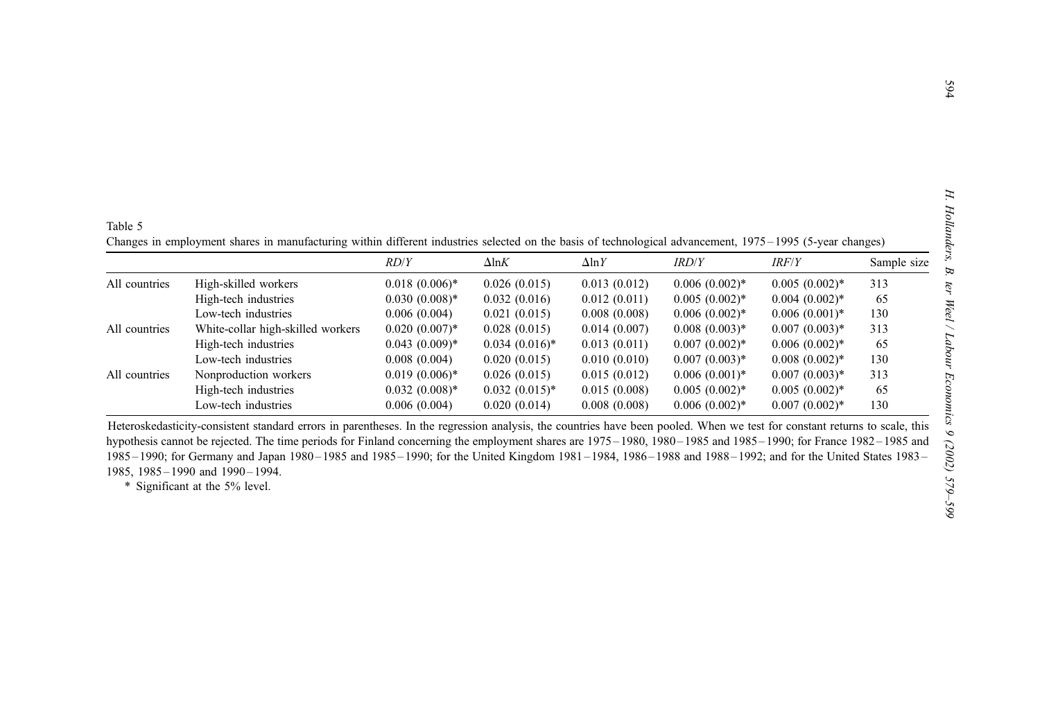Table 5

Changes in employment shares in manufacturing within different industries selected on the basis of technological advancement, 1975 – 1995 (5-year changes)

| | | *RD*/*Y* | $\Delta$ln*K* | $\Delta$ln*Y* | *IRD*/*Y* | *IRF*/*Y* | Sample size |
|---|---|---|---|---|---|---|---|
| All countries | High-skilled workers | 0.018 (0.006)* | 0.026 (0.015) | 0.013 (0.012) | 0.006 (0.002)* | 0.005 (0.002)* | 313 |
| | High-tech industries | 0.030 (0.008)* | 0.032 (0.016) | 0.012 (0.011) | 0.005 (0.002)* | 0.004 (0.002)* | 65 |
| | Low-tech industries | 0.006 (0.004) | 0.021 (0.015) | 0.008 (0.008) | 0.006 (0.002)* | 0.006 (0.001)* | 130 |
| All countries | White-collar high-skilled workers | 0.020 (0.007)* | 0.028 (0.015) | 0.014 (0.007) | 0.008 (0.003)* | 0.007 (0.003)* | 313 |
| | High-tech industries | 0.043 (0.009)* | 0.034 (0.016)* | 0.013 (0.011) | 0.007 (0.002)* | 0.006 (0.002)* | 65 |
| | Low-tech industries | 0.008 (0.004) | 0.020 (0.015) | 0.010 (0.010) | 0.007 (0.003)* | 0.008 (0.002)* | 130 |
| All countries | Nonproduction workers | 0.019 (0.006)* | 0.026 (0.015) | 0.015 (0.012) | 0.006 (0.001)* | 0.007 (0.003)* | 313 |
| | High-tech industries | 0.032 (0.008)* | 0.032 (0.015)* | 0.015 (0.008) | 0.005 (0.002)* | 0.005 (0.002)* | 65 |
| | Low-tech industries | 0.006 (0.004) | 0.020 (0.014) | 0.008 (0.008) | 0.006 (0.002)* | 0.007 (0.002)* | 130 |

Heteroskedasticity-consistent standard errors in parentheses. In the regression analysis, the countries have been pooled. When we test for constant returns to scale, this hypothesis cannot be rejected. The time periods for Finland concerning the employment shares are 1975 – 1980, 1980 – 1985 and 1985 – 1990; for France 1982 – 1985 and 1985 – 1990; for Germany and Japan 1980 – 1985 and 1985 – 1990; for the United Kingdom 1981 – 1984, 1986 – 1988 and 1988 – 1992; and for the United States 1983 – 1985, 1985 – 1990 and 1990 – 1994.

\* Significant at the 5% level.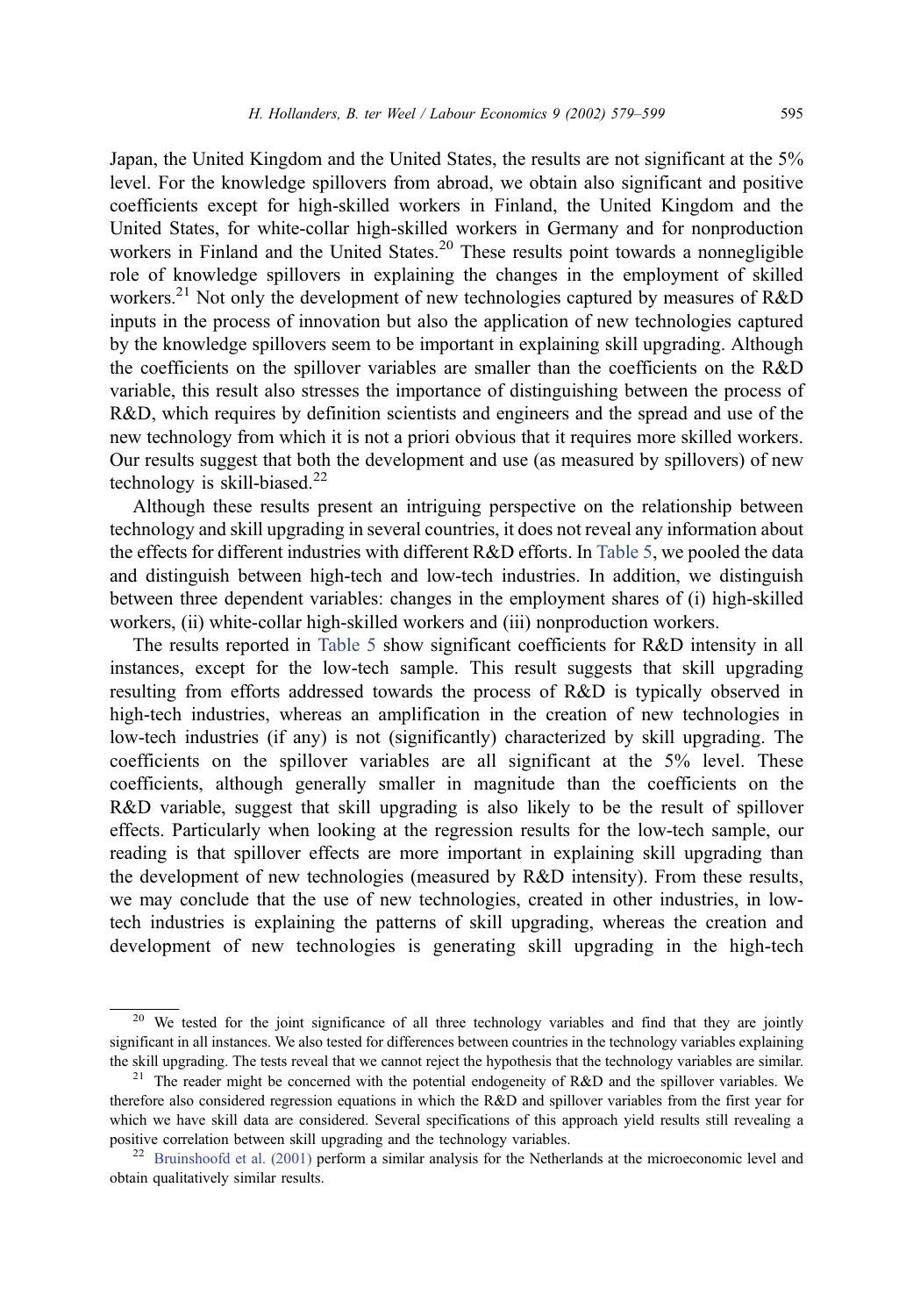Japan, the United Kingdom and the United States, the results are not significant at the 5% level. For the knowledge spillovers from abroad, we obtain also significant and positive coefficients except for high-skilled workers in Finland, the United Kingdom and the United States, for white-collar high-skilled workers in Germany and for nonproduction workers in Finland and the United States.[20] These results point towards a nonnegligible role of knowledge spillovers in explaining the changes in the employment of skilled workers.[21] Not only the development of new technologies captured by measures of R&D inputs in the process of innovation but also the application of new technologies captured by the knowledge spillovers seem to be important in explaining skill upgrading. Although the coefficients on the spillover variables are smaller than the coefficients on the R&D variable, this result also stresses the importance of distinguishing between the process of R&D, which requires by definition scientists and engineers and the spread and use of the new technology from which it is not a priori obvious that it requires more skilled workers. Our results suggest that both the development and use (as measured by spillovers) of new technology is skill-biased.[22]

Although these results present an intriguing perspective on the relationship between technology and skill upgrading in several countries, it does not reveal any information about the effects for different industries with different R&D efforts. In Table 5, we pooled the data and distinguish between high-tech and low-tech industries. In addition, we distinguish between three dependent variables: changes in the employment shares of (i) high-skilled workers, (ii) white-collar high-skilled workers and (iii) nonproduction workers.

The results reported in Table 5 show significant coefficients for R&D intensity in all instances, except for the low-tech sample. This result suggests that skill upgrading resulting from efforts addressed towards the process of R&D is typically observed in high-tech industries, whereas an amplification in the creation of new technologies in low-tech industries (if any) is not (significantly) characterized by skill upgrading. The coefficients on the spillover variables are all significant at the 5% level. These coefficients, although generally smaller in magnitude than the coefficients on the R&D variable, suggest that skill upgrading is also likely to be the result of spillover effects. Particularly when looking at the regression results for the low-tech sample, our reading is that spillover effects are more important in explaining skill upgrading than the development of new technologies (measured by R&D intensity). From these results, we may conclude that the use of new technologies, created in other industries, in low-tech industries is explaining the patterns of skill upgrading, whereas the creation and development of new technologies is generating skill upgrading in the high-tech

---

[20] We tested for the joint significance of all three technology variables and find that they are jointly significant in all instances. We also tested for differences between countries in the technology variables explaining the skill upgrading. The tests reveal that we cannot reject the hypothesis that the technology variables are similar.

[21] The reader might be concerned with the potential endogeneity of R&D and the spillover variables. We therefore also considered regression equations in which the R&D and spillover variables from the first year for which we have skill data are considered. Several specifications of this approach yield results still revealing a positive correlation between skill upgrading and the technology variables.

[22] Bruinshoofd et al. (2001) perform a similar analysis for the Netherlands at the microeconomic level and obtain qualitatively similar results.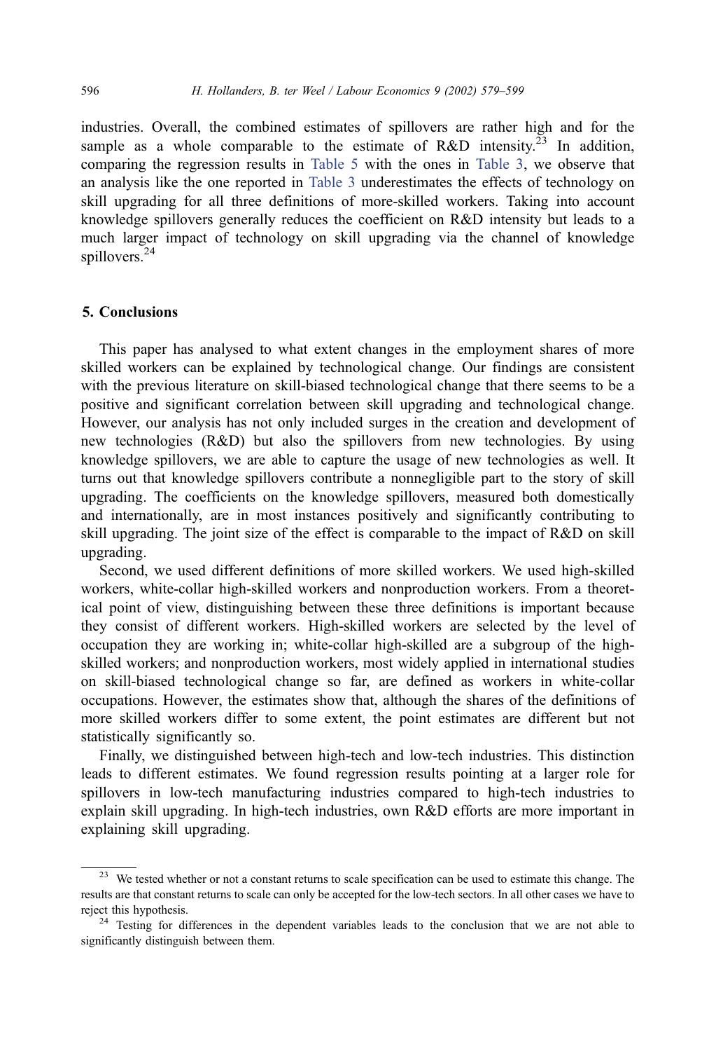industries. Overall, the combined estimates of spillovers are rather high and for the sample as a whole comparable to the estimate of R&D intensity.[23] In addition, comparing the regression results in Table 5 with the ones in Table 3, we observe that an analysis like the one reported in Table 3 underestimates the effects of technology on skill upgrading for all three definitions of more-skilled workers. Taking into account knowledge spillovers generally reduces the coefficient on R&D intensity but leads to a much larger impact of technology on skill upgrading via the channel of knowledge spillovers.[24]

## 5. Conclusions

This paper has analysed to what extent changes in the employment shares of more skilled workers can be explained by technological change. Our findings are consistent with the previous literature on skill-biased technological change that there seems to be a positive and significant correlation between skill upgrading and technological change. However, our analysis has not only included surges in the creation and development of new technologies (R&D) but also the spillovers from new technologies. By using knowledge spillovers, we are able to capture the usage of new technologies as well. It turns out that knowledge spillovers contribute a nonnegligible part to the story of skill upgrading. The coefficients on the knowledge spillovers, measured both domestically and internationally, are in most instances positively and significantly contributing to skill upgrading. The joint size of the effect is comparable to the impact of R&D on skill upgrading.

Second, we used different definitions of more skilled workers. We used high-skilled workers, white-collar high-skilled workers and nonproduction workers. From a theoretical point of view, distinguishing between these three definitions is important because they consist of different workers. High-skilled workers are selected by the level of occupation they are working in; white-collar high-skilled are a subgroup of the high-skilled workers; and nonproduction workers, most widely applied in international studies on skill-biased technological change so far, are defined as workers in white-collar occupations. However, the estimates show that, although the shares of the definitions of more skilled workers differ to some extent, the point estimates are different but not statistically significantly so.

Finally, we distinguished between high-tech and low-tech industries. This distinction leads to different estimates. We found regression results pointing at a larger role for spillovers in low-tech manufacturing industries compared to high-tech industries to explain skill upgrading. In high-tech industries, own R&D efforts are more important in explaining skill upgrading.

---

[23] We tested whether or not a constant returns to scale specification can be used to estimate this change. The results are that constant returns to scale can only be accepted for the low-tech sectors. In all other cases we have to reject this hypothesis.

[24] Testing for differences in the dependent variables leads to the conclusion that we are not able to significantly distinguish between them.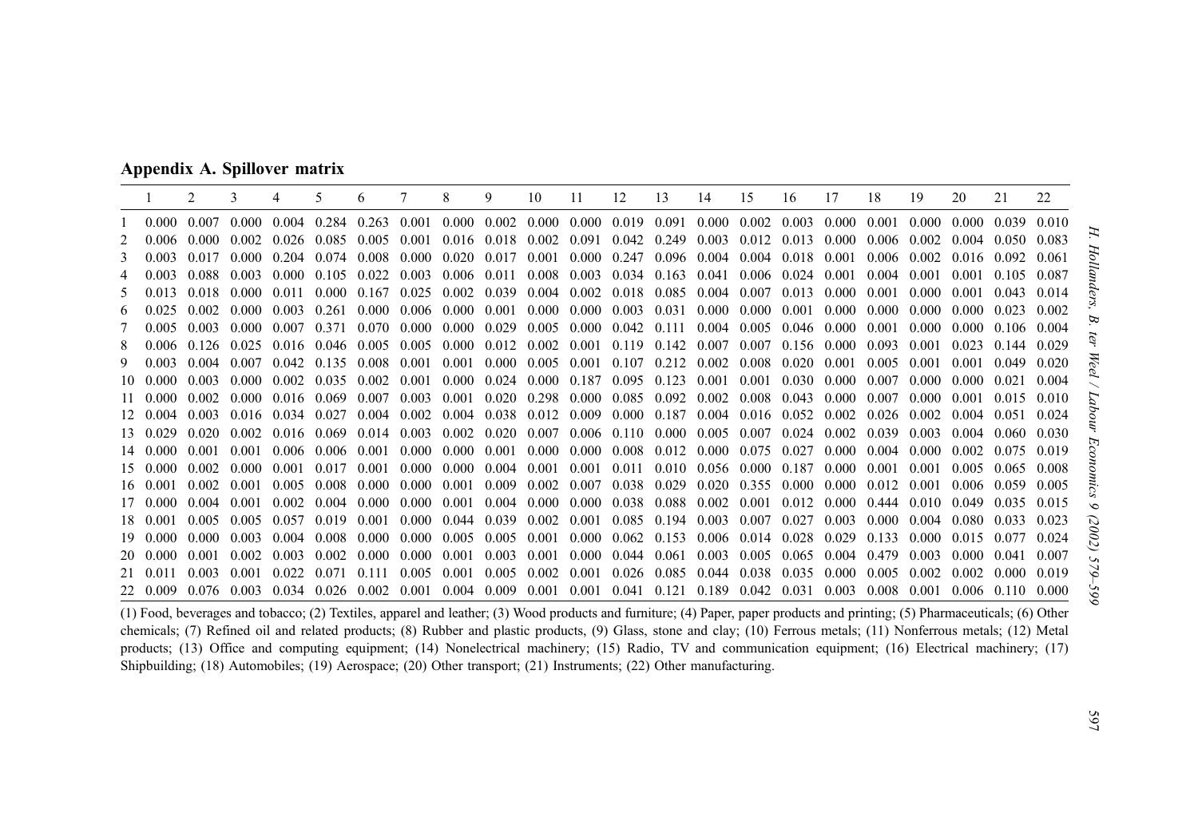## Appendix A. Spillover matrix

| | 1 | 2 | 3 | 4 | 5 | 6 | 7 | 8 | 9 | 10 | 11 | 12 | 13 | 14 | 15 | 16 | 17 | 18 | 19 | 20 | 21 | 22 |
|---|---|---|---|---|---|---|---|---|---|---|---|---|---|---|---|---|---|---|---|---|---|---|
| 1 | 0.000 | 0.007 | 0.000 | 0.004 | 0.284 | 0.263 | 0.001 | 0.000 | 0.002 | 0.000 | 0.000 | 0.019 | 0.091 | 0.000 | 0.002 | 0.003 | 0.000 | 0.001 | 0.000 | 0.000 | 0.039 | 0.010 |
| 2 | 0.006 | 0.000 | 0.002 | 0.026 | 0.085 | 0.005 | 0.001 | 0.016 | 0.018 | 0.002 | 0.091 | 0.042 | 0.249 | 0.003 | 0.012 | 0.013 | 0.000 | 0.006 | 0.002 | 0.004 | 0.050 | 0.083 |
| 3 | 0.003 | 0.017 | 0.000 | 0.204 | 0.074 | 0.008 | 0.000 | 0.020 | 0.017 | 0.001 | 0.000 | 0.247 | 0.096 | 0.004 | 0.004 | 0.018 | 0.001 | 0.006 | 0.002 | 0.016 | 0.092 | 0.061 |
| 4 | 0.003 | 0.088 | 0.003 | 0.000 | 0.105 | 0.022 | 0.003 | 0.006 | 0.011 | 0.008 | 0.003 | 0.034 | 0.163 | 0.041 | 0.006 | 0.024 | 0.001 | 0.004 | 0.001 | 0.001 | 0.105 | 0.087 |
| 5 | 0.013 | 0.018 | 0.000 | 0.011 | 0.000 | 0.167 | 0.025 | 0.002 | 0.039 | 0.004 | 0.002 | 0.018 | 0.085 | 0.004 | 0.007 | 0.013 | 0.000 | 0.001 | 0.000 | 0.001 | 0.043 | 0.014 |
| 6 | 0.025 | 0.002 | 0.000 | 0.003 | 0.261 | 0.000 | 0.006 | 0.000 | 0.001 | 0.000 | 0.000 | 0.003 | 0.031 | 0.000 | 0.000 | 0.001 | 0.000 | 0.000 | 0.000 | 0.000 | 0.023 | 0.002 |
| 7 | 0.005 | 0.003 | 0.000 | 0.007 | 0.371 | 0.070 | 0.000 | 0.000 | 0.029 | 0.005 | 0.000 | 0.042 | 0.111 | 0.004 | 0.005 | 0.046 | 0.000 | 0.001 | 0.000 | 0.000 | 0.106 | 0.004 |
| 8 | 0.006 | 0.126 | 0.025 | 0.016 | 0.046 | 0.005 | 0.005 | 0.000 | 0.012 | 0.002 | 0.001 | 0.119 | 0.142 | 0.007 | 0.007 | 0.156 | 0.000 | 0.093 | 0.001 | 0.023 | 0.144 | 0.029 |
| 9 | 0.003 | 0.004 | 0.007 | 0.042 | 0.135 | 0.008 | 0.001 | 0.001 | 0.000 | 0.005 | 0.001 | 0.107 | 0.212 | 0.002 | 0.008 | 0.020 | 0.001 | 0.005 | 0.001 | 0.001 | 0.049 | 0.020 |
| 10 | 0.000 | 0.003 | 0.000 | 0.002 | 0.035 | 0.002 | 0.001 | 0.000 | 0.024 | 0.000 | 0.187 | 0.095 | 0.123 | 0.001 | 0.001 | 0.030 | 0.000 | 0.007 | 0.000 | 0.000 | 0.021 | 0.004 |
| 11 | 0.000 | 0.002 | 0.000 | 0.016 | 0.069 | 0.007 | 0.003 | 0.001 | 0.020 | 0.298 | 0.000 | 0.085 | 0.092 | 0.002 | 0.008 | 0.043 | 0.000 | 0.007 | 0.000 | 0.001 | 0.015 | 0.010 |
| 12 | 0.004 | 0.003 | 0.016 | 0.034 | 0.027 | 0.004 | 0.002 | 0.004 | 0.038 | 0.012 | 0.009 | 0.000 | 0.187 | 0.004 | 0.016 | 0.052 | 0.002 | 0.026 | 0.002 | 0.004 | 0.051 | 0.024 |
| 13 | 0.029 | 0.020 | 0.002 | 0.016 | 0.069 | 0.014 | 0.003 | 0.002 | 0.020 | 0.007 | 0.006 | 0.110 | 0.000 | 0.005 | 0.007 | 0.024 | 0.002 | 0.039 | 0.003 | 0.004 | 0.060 | 0.030 |
| 14 | 0.000 | 0.001 | 0.001 | 0.006 | 0.006 | 0.001 | 0.000 | 0.000 | 0.001 | 0.000 | 0.000 | 0.008 | 0.012 | 0.000 | 0.075 | 0.027 | 0.000 | 0.004 | 0.000 | 0.002 | 0.075 | 0.019 |
| 15 | 0.000 | 0.002 | 0.000 | 0.001 | 0.017 | 0.001 | 0.000 | 0.000 | 0.004 | 0.001 | 0.001 | 0.011 | 0.010 | 0.056 | 0.000 | 0.187 | 0.000 | 0.001 | 0.001 | 0.005 | 0.065 | 0.008 |
| 16 | 0.001 | 0.002 | 0.001 | 0.005 | 0.008 | 0.000 | 0.000 | 0.001 | 0.009 | 0.002 | 0.007 | 0.038 | 0.029 | 0.020 | 0.355 | 0.000 | 0.000 | 0.012 | 0.001 | 0.006 | 0.059 | 0.005 |
| 17 | 0.000 | 0.004 | 0.001 | 0.002 | 0.004 | 0.000 | 0.000 | 0.001 | 0.004 | 0.000 | 0.000 | 0.038 | 0.088 | 0.002 | 0.001 | 0.012 | 0.000 | 0.444 | 0.010 | 0.049 | 0.035 | 0.015 |
| 18 | 0.001 | 0.005 | 0.005 | 0.057 | 0.019 | 0.001 | 0.000 | 0.044 | 0.039 | 0.002 | 0.001 | 0.085 | 0.194 | 0.003 | 0.007 | 0.027 | 0.003 | 0.000 | 0.004 | 0.080 | 0.033 | 0.023 |
| 19 | 0.000 | 0.000 | 0.003 | 0.004 | 0.008 | 0.000 | 0.000 | 0.005 | 0.005 | 0.001 | 0.000 | 0.062 | 0.153 | 0.006 | 0.014 | 0.028 | 0.029 | 0.133 | 0.000 | 0.015 | 0.077 | 0.024 |
| 20 | 0.000 | 0.001 | 0.002 | 0.003 | 0.002 | 0.000 | 0.000 | 0.001 | 0.003 | 0.001 | 0.000 | 0.044 | 0.061 | 0.003 | 0.005 | 0.065 | 0.004 | 0.479 | 0.003 | 0.000 | 0.041 | 0.007 |
| 21 | 0.011 | 0.003 | 0.001 | 0.022 | 0.071 | 0.111 | 0.005 | 0.001 | 0.005 | 0.002 | 0.001 | 0.026 | 0.085 | 0.044 | 0.038 | 0.035 | 0.000 | 0.005 | 0.002 | 0.002 | 0.000 | 0.019 |
| 22 | 0.009 | 0.076 | 0.003 | 0.034 | 0.026 | 0.002 | 0.001 | 0.004 | 0.009 | 0.001 | 0.001 | 0.041 | 0.121 | 0.189 | 0.042 | 0.031 | 0.003 | 0.008 | 0.001 | 0.006 | 0.110 | 0.000 |

(1) Food, beverages and tobacco; (2) Textiles, apparel and leather; (3) Wood products and furniture; (4) Paper, paper products and printing; (5) Pharmaceuticals; (6) Other chemicals; (7) Refined oil and related products; (8) Rubber and plastic products, (9) Glass, stone and clay; (10) Ferrous metals; (11) Nonferrous metals; (12) Metal products; (13) Office and computing equipment; (14) Nonelectrical machinery; (15) Radio, TV and communication equipment; (16) Electrical machinery; (17) Shipbuilding; (18) Automobiles; (19) Aerospace; (20) Other transport; (21) Instruments; (22) Other manufacturing.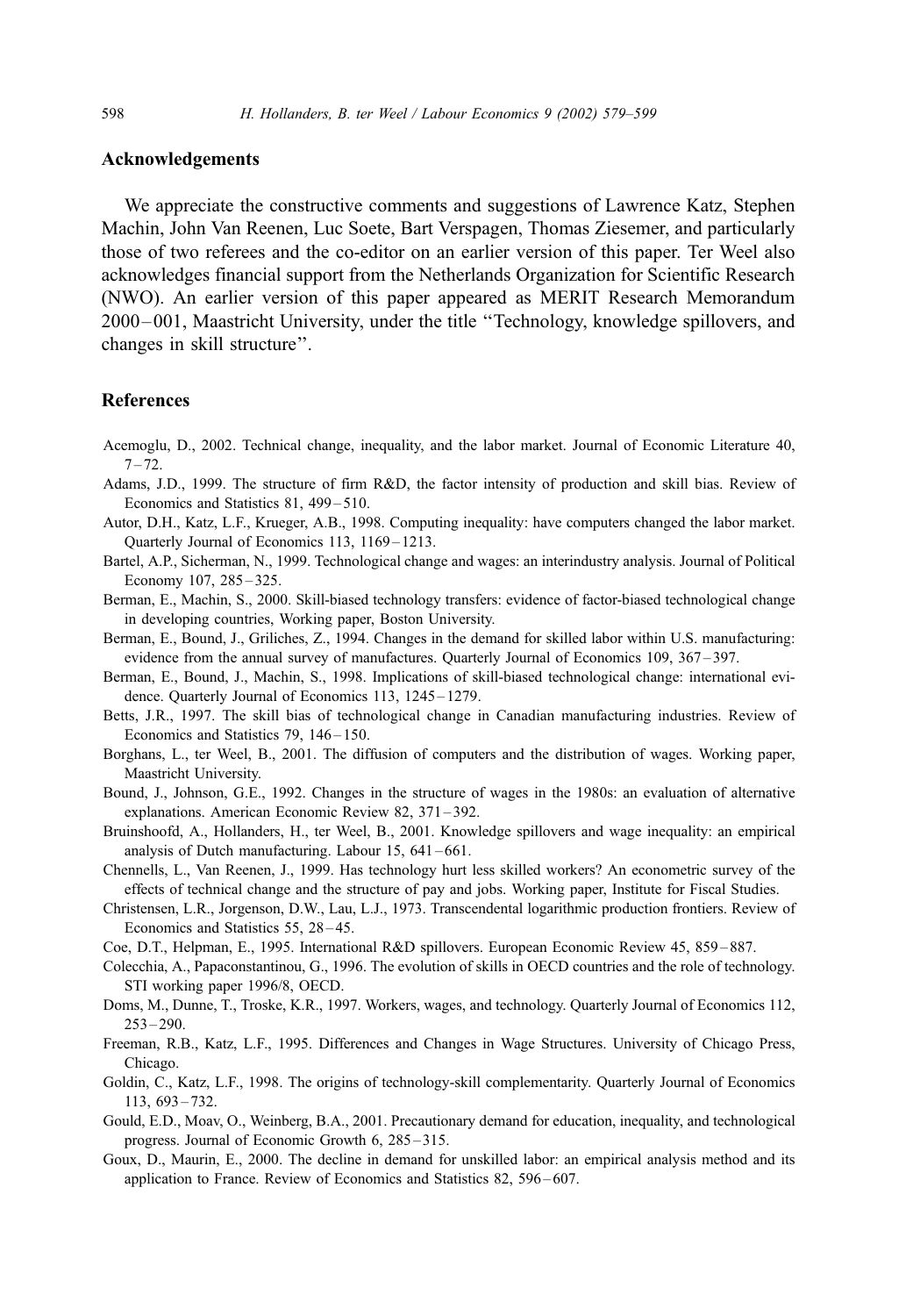## Acknowledgements

We appreciate the constructive comments and suggestions of Lawrence Katz, Stephen Machin, John Van Reenen, Luc Soete, Bart Verspagen, Thomas Ziesemer, and particularly those of two referees and the co-editor on an earlier version of this paper. Ter Weel also acknowledges financial support from the Netherlands Organization for Scientific Research (NWO). An earlier version of this paper appeared as MERIT Research Memorandum 2000–001, Maastricht University, under the title "Technology, knowledge spillovers, and changes in skill structure".

## References

Acemoglu, D., 2002. Technical change, inequality, and the labor market. Journal of Economic Literature 40, 7–72.

Adams, J.D., 1999. The structure of firm R&D, the factor intensity of production and skill bias. Review of Economics and Statistics 81, 499–510.

Autor, D.H., Katz, L.F., Krueger, A.B., 1998. Computing inequality: have computers changed the labor market. Quarterly Journal of Economics 113, 1169–1213.

Bartel, A.P., Sicherman, N., 1999. Technological change and wages: an interindustry analysis. Journal of Political Economy 107, 285–325.

Berman, E., Machin, S., 2000. Skill-biased technology transfers: evidence of factor-biased technological change in developing countries, Working paper, Boston University.

Berman, E., Bound, J., Griliches, Z., 1994. Changes in the demand for skilled labor within U.S. manufacturing: evidence from the annual survey of manufactures. Quarterly Journal of Economics 109, 367–397.

Berman, E., Bound, J., Machin, S., 1998. Implications of skill-biased technological change: international evidence. Quarterly Journal of Economics 113, 1245–1279.

Betts, J.R., 1997. The skill bias of technological change in Canadian manufacturing industries. Review of Economics and Statistics 79, 146–150.

Borghans, L., ter Weel, B., 2001. The diffusion of computers and the distribution of wages. Working paper, Maastricht University.

Bound, J., Johnson, G.E., 1992. Changes in the structure of wages in the 1980s: an evaluation of alternative explanations. American Economic Review 82, 371–392.

Bruinshoofd, A., Hollanders, H., ter Weel, B., 2001. Knowledge spillovers and wage inequality: an empirical analysis of Dutch manufacturing. Labour 15, 641–661.

Chennells, L., Van Reenen, J., 1999. Has technology hurt less skilled workers? An econometric survey of the effects of technical change and the structure of pay and jobs. Working paper, Institute for Fiscal Studies.

Christensen, L.R., Jorgenson, D.W., Lau, L.J., 1973. Transcendental logarithmic production frontiers. Review of Economics and Statistics 55, 28–45.

Coe, D.T., Helpman, E., 1995. International R&D spillovers. European Economic Review 45, 859–887.

Colecchia, A., Papaconstantinou, G., 1996. The evolution of skills in OECD countries and the role of technology. STI working paper 1996/8, OECD.

Doms, M., Dunne, T., Troske, K.R., 1997. Workers, wages, and technology. Quarterly Journal of Economics 112, 253–290.

Freeman, R.B., Katz, L.F., 1995. Differences and Changes in Wage Structures. University of Chicago Press, Chicago.

Goldin, C., Katz, L.F., 1998. The origins of technology-skill complementarity. Quarterly Journal of Economics 113, 693–732.

Gould, E.D., Moav, O., Weinberg, B.A., 2001. Precautionary demand for education, inequality, and technological progress. Journal of Economic Growth 6, 285–315.

Goux, D., Maurin, E., 2000. The decline in demand for unskilled labor: an empirical analysis method and its application to France. Review of Economics and Statistics 82, 596–607.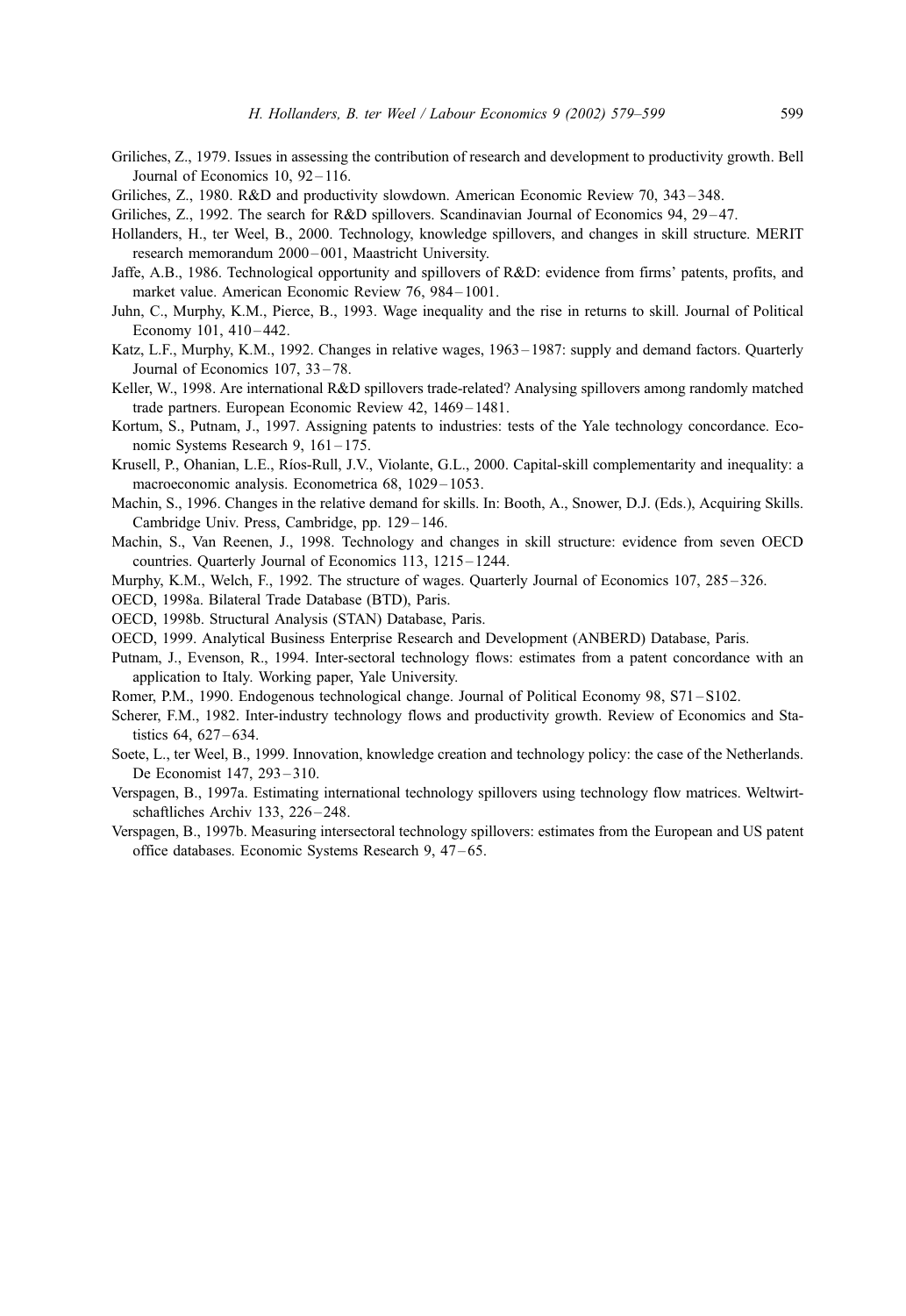Griliches, Z., 1979. Issues in assessing the contribution of research and development to productivity growth. Bell Journal of Economics 10, 92–116.

Griliches, Z., 1980. R&D and productivity slowdown. American Economic Review 70, 343–348.

Griliches, Z., 1992. The search for R&D spillovers. Scandinavian Journal of Economics 94, 29–47.

Hollanders, H., ter Weel, B., 2000. Technology, knowledge spillovers, and changes in skill structure. MERIT research memorandum 2000–001, Maastricht University.

Jaffe, A.B., 1986. Technological opportunity and spillovers of R&D: evidence from firms' patents, profits, and market value. American Economic Review 76, 984–1001.

Juhn, C., Murphy, K.M., Pierce, B., 1993. Wage inequality and the rise in returns to skill. Journal of Political Economy 101, 410–442.

Katz, L.F., Murphy, K.M., 1992. Changes in relative wages, 1963–1987: supply and demand factors. Quarterly Journal of Economics 107, 33–78.

Keller, W., 1998. Are international R&D spillovers trade-related? Analysing spillovers among randomly matched trade partners. European Economic Review 42, 1469–1481.

Kortum, S., Putnam, J., 1997. Assigning patents to industries: tests of the Yale technology concordance. Economic Systems Research 9, 161–175.

Krusell, P., Ohanian, L.E., Ríos-Rull, J.V., Violante, G.L., 2000. Capital-skill complementarity and inequality: a macroeconomic analysis. Econometrica 68, 1029–1053.

Machin, S., 1996. Changes in the relative demand for skills. In: Booth, A., Snower, D.J. (Eds.), Acquiring Skills. Cambridge Univ. Press, Cambridge, pp. 129–146.

Machin, S., Van Reenen, J., 1998. Technology and changes in skill structure: evidence from seven OECD countries. Quarterly Journal of Economics 113, 1215–1244.

Murphy, K.M., Welch, F., 1992. The structure of wages. Quarterly Journal of Economics 107, 285–326.

OECD, 1998a. Bilateral Trade Database (BTD), Paris.

OECD, 1998b. Structural Analysis (STAN) Database, Paris.

OECD, 1999. Analytical Business Enterprise Research and Development (ANBERD) Database, Paris.

Putnam, J., Evenson, R., 1994. Inter-sectoral technology flows: estimates from a patent concordance with an application to Italy. Working paper, Yale University.

Romer, P.M., 1990. Endogenous technological change. Journal of Political Economy 98, S71–S102.

Scherer, F.M., 1982. Inter-industry technology flows and productivity growth. Review of Economics and Statistics 64, 627–634.

Soete, L., ter Weel, B., 1999. Innovation, knowledge creation and technology policy: the case of the Netherlands. De Economist 147, 293–310.

Verspagen, B., 1997a. Estimating international technology spillovers using technology flow matrices. Weltwirtschaftliches Archiv 133, 226–248.

Verspagen, B., 1997b. Measuring intersectoral technology spillovers: estimates from the European and US patent office databases. Economic Systems Research 9, 47–65.